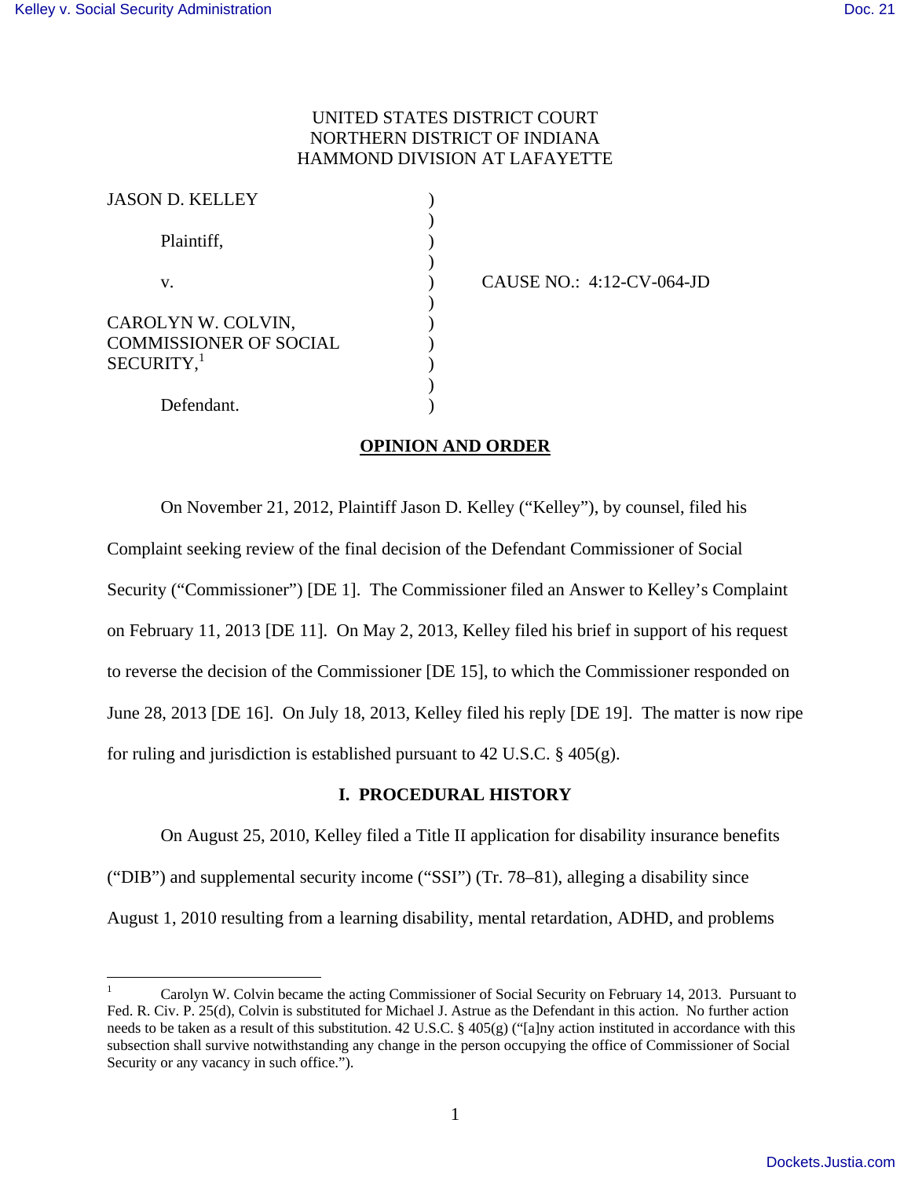UNITED STATES DISTRICT COURT
NORTHERN DISTRICT OF INDIANA
HAMMOND DIVISION AT LAFAYETTE

JASON D. KELLEY,

Plaintiff,

v.

CAROLYN W. COLVIN, COMMISSIONER OF SOCIAL SECURITY,[1]

Defendant.

CAUSE NO.: 4:12-CV-064-JD

## OPINION AND ORDER

On November 21, 2012, Plaintiff Jason D. Kelley ("Kelley"), by counsel, filed his Complaint seeking review of the final decision of the Defendant Commissioner of Social Security ("Commissioner") [DE 1]. The Commissioner filed an Answer to Kelley's Complaint on February 11, 2013 [DE 11]. On May 2, 2013, Kelley filed his brief in support of his request to reverse the decision of the Commissioner [DE 15], to which the Commissioner responded on June 28, 2013 [DE 16]. On July 18, 2013, Kelley filed his reply [DE 19]. The matter is now ripe for ruling and jurisdiction is established pursuant to 42 U.S.C. § 405(g).

## I. PROCEDURAL HISTORY

On August 25, 2010, Kelley filed a Title II application for disability insurance benefits ("DIB") and supplemental security income ("SSI") (Tr. 78–81), alleging a disability since August 1, 2010 resulting from a learning disability, mental retardation, ADHD, and problems

---

[1] Carolyn W. Colvin became the acting Commissioner of Social Security on February 14, 2013. Pursuant to Fed. R. Civ. P. 25(d), Colvin is substituted for Michael J. Astrue as the Defendant in this action. No further action needs to be taken as a result of this substitution. 42 U.S.C. § 405(g) ("[a]ny action instituted in accordance with this subsection shall survive notwithstanding any change in the person occupying the office of Commissioner of Social Security or any vacancy in such office.").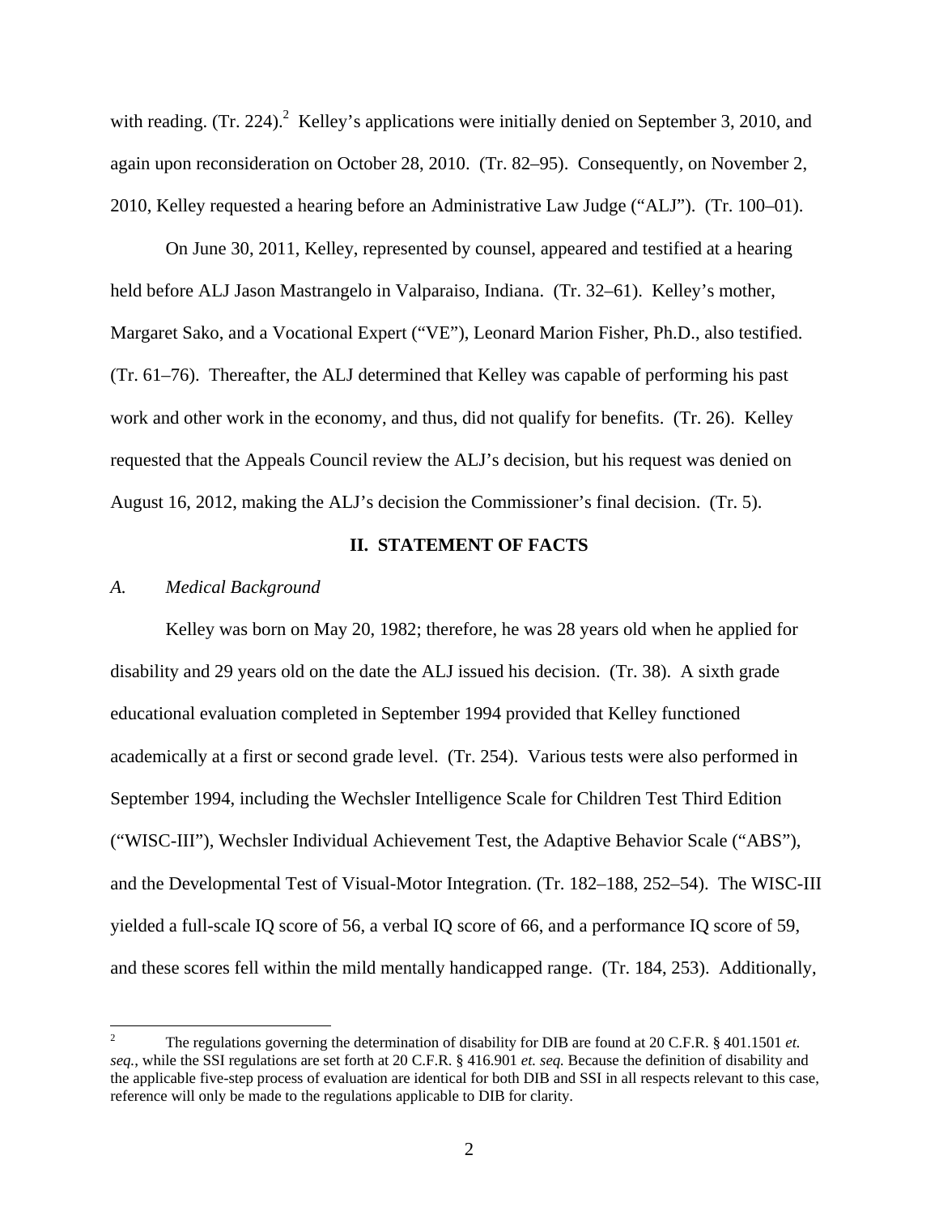with reading. (Tr. 224).[2] Kelley's applications were initially denied on September 3, 2010, and again upon reconsideration on October 28, 2010. (Tr. 82–95). Consequently, on November 2, 2010, Kelley requested a hearing before an Administrative Law Judge ("ALJ"). (Tr. 100–01).

On June 30, 2011, Kelley, represented by counsel, appeared and testified at a hearing held before ALJ Jason Mastrangelo in Valparaiso, Indiana. (Tr. 32–61). Kelley's mother, Margaret Sako, and a Vocational Expert ("VE"), Leonard Marion Fisher, Ph.D., also testified. (Tr. 61–76). Thereafter, the ALJ determined that Kelley was capable of performing his past work and other work in the economy, and thus, did not qualify for benefits. (Tr. 26). Kelley requested that the Appeals Council review the ALJ's decision, but his request was denied on August 16, 2012, making the ALJ's decision the Commissioner's final decision. (Tr. 5).

## II. STATEMENT OF FACTS

### *A. Medical Background*

Kelley was born on May 20, 1982; therefore, he was 28 years old when he applied for disability and 29 years old on the date the ALJ issued his decision. (Tr. 38). A sixth grade educational evaluation completed in September 1994 provided that Kelley functioned academically at a first or second grade level. (Tr. 254). Various tests were also performed in September 1994, including the Wechsler Intelligence Scale for Children Test Third Edition ("WISC-III"), Wechsler Individual Achievement Test, the Adaptive Behavior Scale ("ABS"), and the Developmental Test of Visual-Motor Integration. (Tr. 182–188, 252–54). The WISC-III yielded a full-scale IQ score of 56, a verbal IQ score of 66, and a performance IQ score of 59, and these scores fell within the mild mentally handicapped range. (Tr. 184, 253). Additionally,

---

[2] The regulations governing the determination of disability for DIB are found at 20 C.F.R. § 401.1501 *et. seq.*, while the SSI regulations are set forth at 20 C.F.R. § 416.901 *et. seq.* Because the definition of disability and the applicable five-step process of evaluation are identical for both DIB and SSI in all respects relevant to this case, reference will only be made to the regulations applicable to DIB for clarity.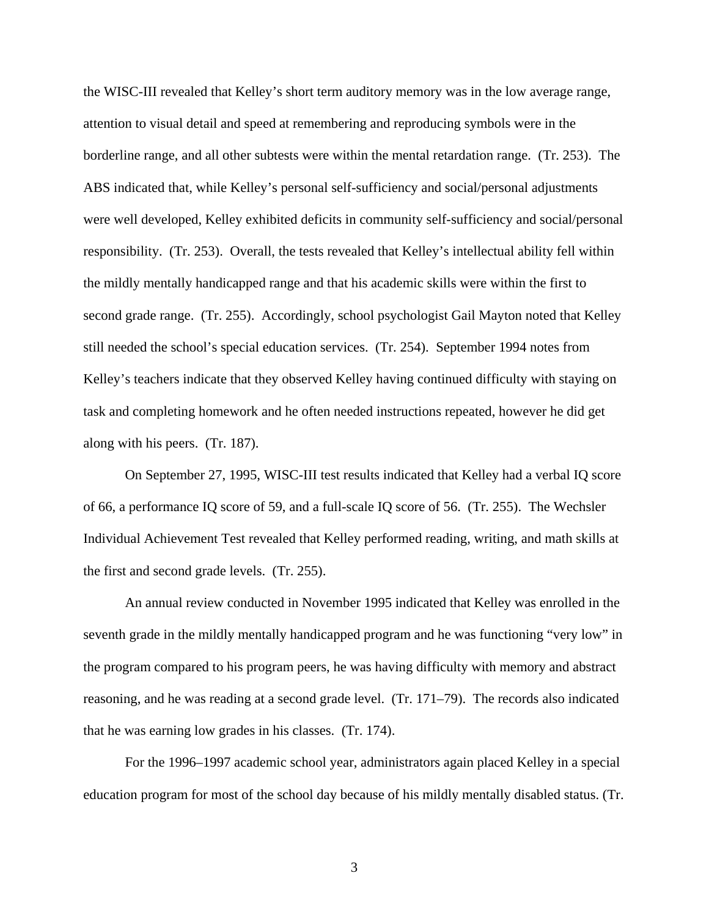the WISC-III revealed that Kelley's short term auditory memory was in the low average range, attention to visual detail and speed at remembering and reproducing symbols were in the borderline range, and all other subtests were within the mental retardation range. (Tr. 253). The ABS indicated that, while Kelley's personal self-sufficiency and social/personal adjustments were well developed, Kelley exhibited deficits in community self-sufficiency and social/personal responsibility. (Tr. 253). Overall, the tests revealed that Kelley's intellectual ability fell within the mildly mentally handicapped range and that his academic skills were within the first to second grade range. (Tr. 255). Accordingly, school psychologist Gail Mayton noted that Kelley still needed the school's special education services. (Tr. 254). September 1994 notes from Kelley's teachers indicate that they observed Kelley having continued difficulty with staying on task and completing homework and he often needed instructions repeated, however he did get along with his peers. (Tr. 187).

On September 27, 1995, WISC-III test results indicated that Kelley had a verbal IQ score of 66, a performance IQ score of 59, and a full-scale IQ score of 56. (Tr. 255). The Wechsler Individual Achievement Test revealed that Kelley performed reading, writing, and math skills at the first and second grade levels. (Tr. 255).

An annual review conducted in November 1995 indicated that Kelley was enrolled in the seventh grade in the mildly mentally handicapped program and he was functioning "very low" in the program compared to his program peers, he was having difficulty with memory and abstract reasoning, and he was reading at a second grade level. (Tr. 171–79). The records also indicated that he was earning low grades in his classes. (Tr. 174).

For the 1996–1997 academic school year, administrators again placed Kelley in a special education program for most of the school day because of his mildly mentally disabled status. (Tr.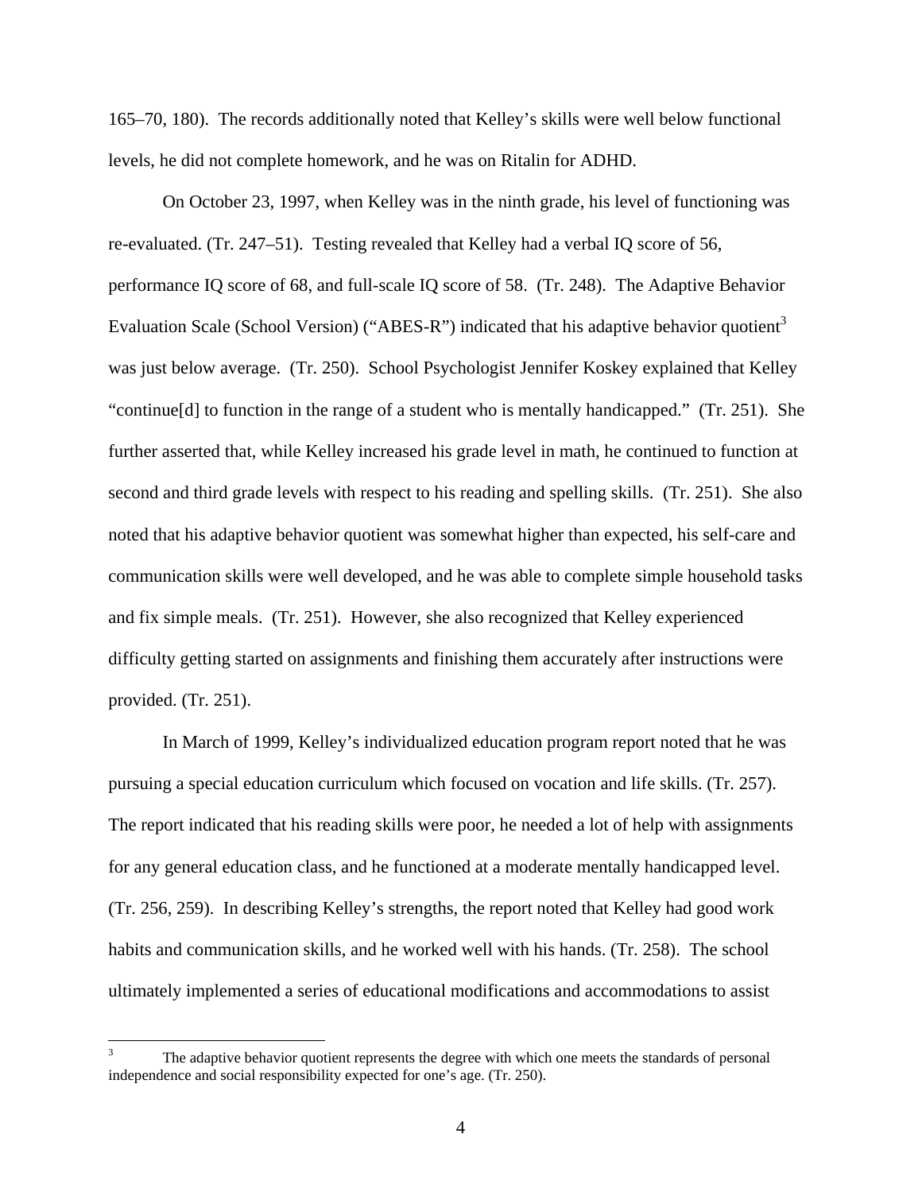165–70, 180). The records additionally noted that Kelley's skills were well below functional levels, he did not complete homework, and he was on Ritalin for ADHD.

On October 23, 1997, when Kelley was in the ninth grade, his level of functioning was re-evaluated. (Tr. 247–51). Testing revealed that Kelley had a verbal IQ score of 56, performance IQ score of 68, and full-scale IQ score of 58. (Tr. 248). The Adaptive Behavior Evaluation Scale (School Version) ("ABES-R") indicated that his adaptive behavior quotient[3] was just below average. (Tr. 250). School Psychologist Jennifer Koskey explained that Kelley "continue[d] to function in the range of a student who is mentally handicapped." (Tr. 251). She further asserted that, while Kelley increased his grade level in math, he continued to function at second and third grade levels with respect to his reading and spelling skills. (Tr. 251). She also noted that his adaptive behavior quotient was somewhat higher than expected, his self-care and communication skills were well developed, and he was able to complete simple household tasks and fix simple meals. (Tr. 251). However, she also recognized that Kelley experienced difficulty getting started on assignments and finishing them accurately after instructions were provided. (Tr. 251).

In March of 1999, Kelley's individualized education program report noted that he was pursuing a special education curriculum which focused on vocation and life skills. (Tr. 257). The report indicated that his reading skills were poor, he needed a lot of help with assignments for any general education class, and he functioned at a moderate mentally handicapped level. (Tr. 256, 259). In describing Kelley's strengths, the report noted that Kelley had good work habits and communication skills, and he worked well with his hands. (Tr. 258). The school ultimately implemented a series of educational modifications and accommodations to assist

[3] The adaptive behavior quotient represents the degree with which one meets the standards of personal independence and social responsibility expected for one's age. (Tr. 250).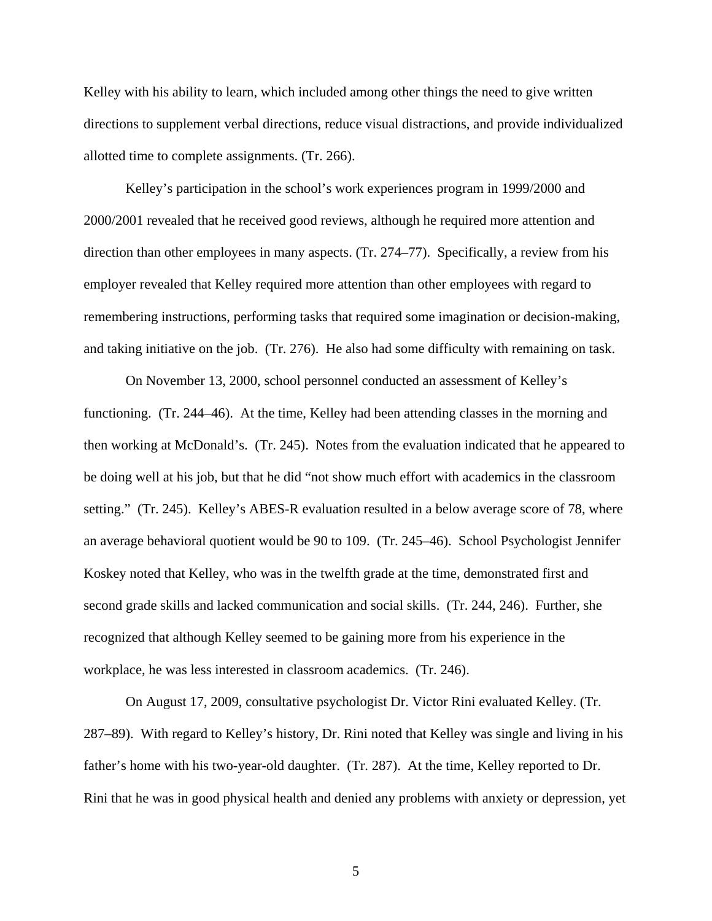Kelley with his ability to learn, which included among other things the need to give written directions to supplement verbal directions, reduce visual distractions, and provide individualized allotted time to complete assignments. (Tr. 266).

Kelley's participation in the school's work experiences program in 1999/2000 and 2000/2001 revealed that he received good reviews, although he required more attention and direction than other employees in many aspects. (Tr. 274–77). Specifically, a review from his employer revealed that Kelley required more attention than other employees with regard to remembering instructions, performing tasks that required some imagination or decision-making, and taking initiative on the job. (Tr. 276). He also had some difficulty with remaining on task.

On November 13, 2000, school personnel conducted an assessment of Kelley's functioning. (Tr. 244–46). At the time, Kelley had been attending classes in the morning and then working at McDonald's. (Tr. 245). Notes from the evaluation indicated that he appeared to be doing well at his job, but that he did "not show much effort with academics in the classroom setting." (Tr. 245). Kelley's ABES-R evaluation resulted in a below average score of 78, where an average behavioral quotient would be 90 to 109. (Tr. 245–46). School Psychologist Jennifer Koskey noted that Kelley, who was in the twelfth grade at the time, demonstrated first and second grade skills and lacked communication and social skills. (Tr. 244, 246). Further, she recognized that although Kelley seemed to be gaining more from his experience in the workplace, he was less interested in classroom academics. (Tr. 246).

On August 17, 2009, consultative psychologist Dr. Victor Rini evaluated Kelley. (Tr. 287–89). With regard to Kelley's history, Dr. Rini noted that Kelley was single and living in his father's home with his two-year-old daughter. (Tr. 287). At the time, Kelley reported to Dr. Rini that he was in good physical health and denied any problems with anxiety or depression, yet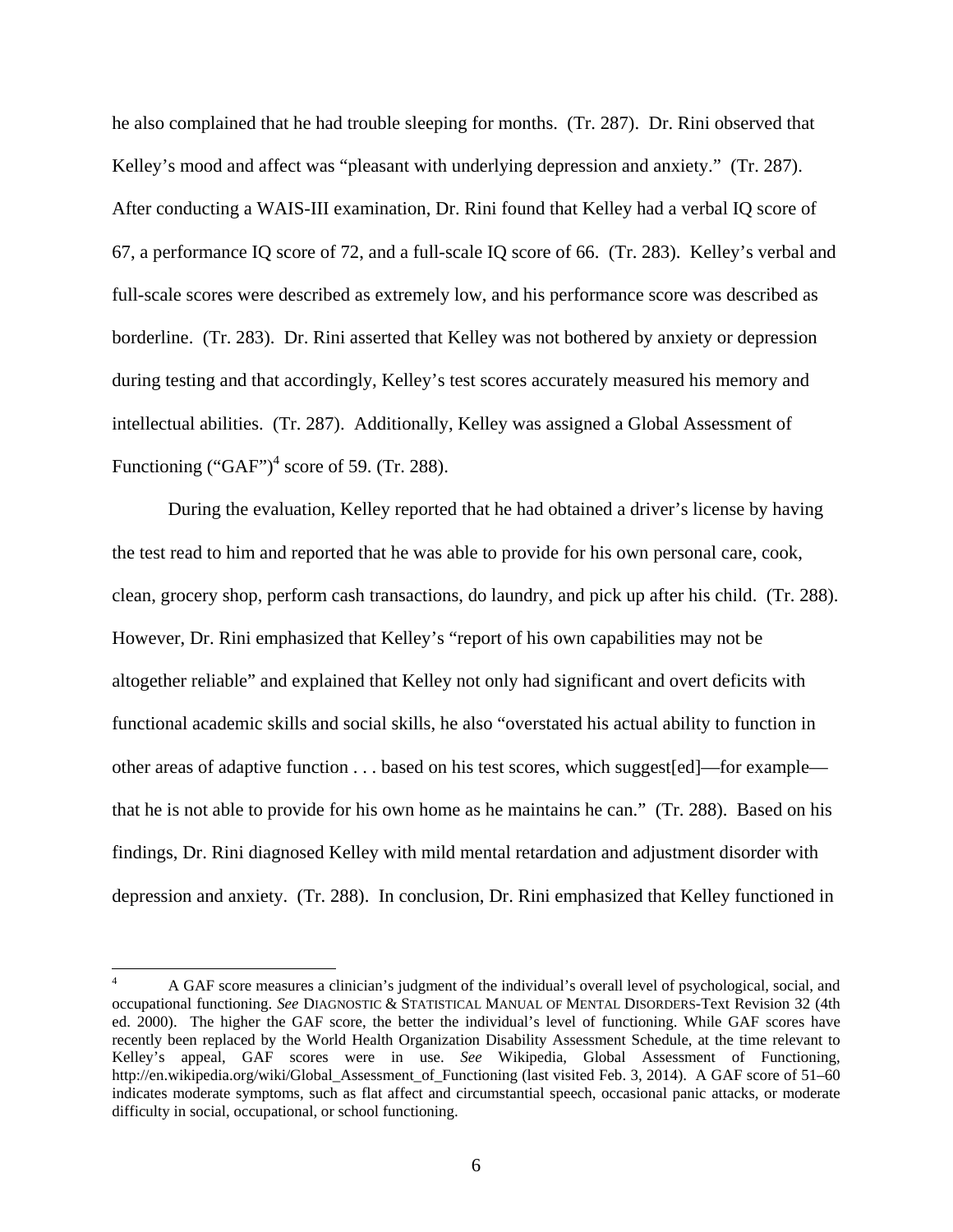he also complained that he had trouble sleeping for months. (Tr. 287). Dr. Rini observed that Kelley's mood and affect was "pleasant with underlying depression and anxiety." (Tr. 287). After conducting a WAIS-III examination, Dr. Rini found that Kelley had a verbal IQ score of 67, a performance IQ score of 72, and a full-scale IQ score of 66. (Tr. 283). Kelley's verbal and full-scale scores were described as extremely low, and his performance score was described as borderline. (Tr. 283). Dr. Rini asserted that Kelley was not bothered by anxiety or depression during testing and that accordingly, Kelley's test scores accurately measured his memory and intellectual abilities. (Tr. 287). Additionally, Kelley was assigned a Global Assessment of Functioning ("GAF")[4] score of 59. (Tr. 288).

During the evaluation, Kelley reported that he had obtained a driver's license by having the test read to him and reported that he was able to provide for his own personal care, cook, clean, grocery shop, perform cash transactions, do laundry, and pick up after his child. (Tr. 288). However, Dr. Rini emphasized that Kelley's "report of his own capabilities may not be altogether reliable" and explained that Kelley not only had significant and overt deficits with functional academic skills and social skills, he also "overstated his actual ability to function in other areas of adaptive function . . . based on his test scores, which suggest[ed]—for example—that he is not able to provide for his own home as he maintains he can." (Tr. 288). Based on his findings, Dr. Rini diagnosed Kelley with mild mental retardation and adjustment disorder with depression and anxiety. (Tr. 288). In conclusion, Dr. Rini emphasized that Kelley functioned in

---

[4] A GAF score measures a clinician's judgment of the individual's overall level of psychological, social, and occupational functioning. *See* DIAGNOSTIC & STATISTICAL MANUAL OF MENTAL DISORDERS-Text Revision 32 (4th ed. 2000). The higher the GAF score, the better the individual's level of functioning. While GAF scores have recently been replaced by the World Health Organization Disability Assessment Schedule, at the time relevant to Kelley's appeal, GAF scores were in use. *See* Wikipedia, Global Assessment of Functioning, http://en.wikipedia.org/wiki/Global_Assessment_of_Functioning (last visited Feb. 3, 2014). A GAF score of 51–60 indicates moderate symptoms, such as flat affect and circumstantial speech, occasional panic attacks, or moderate difficulty in social, occupational, or school functioning.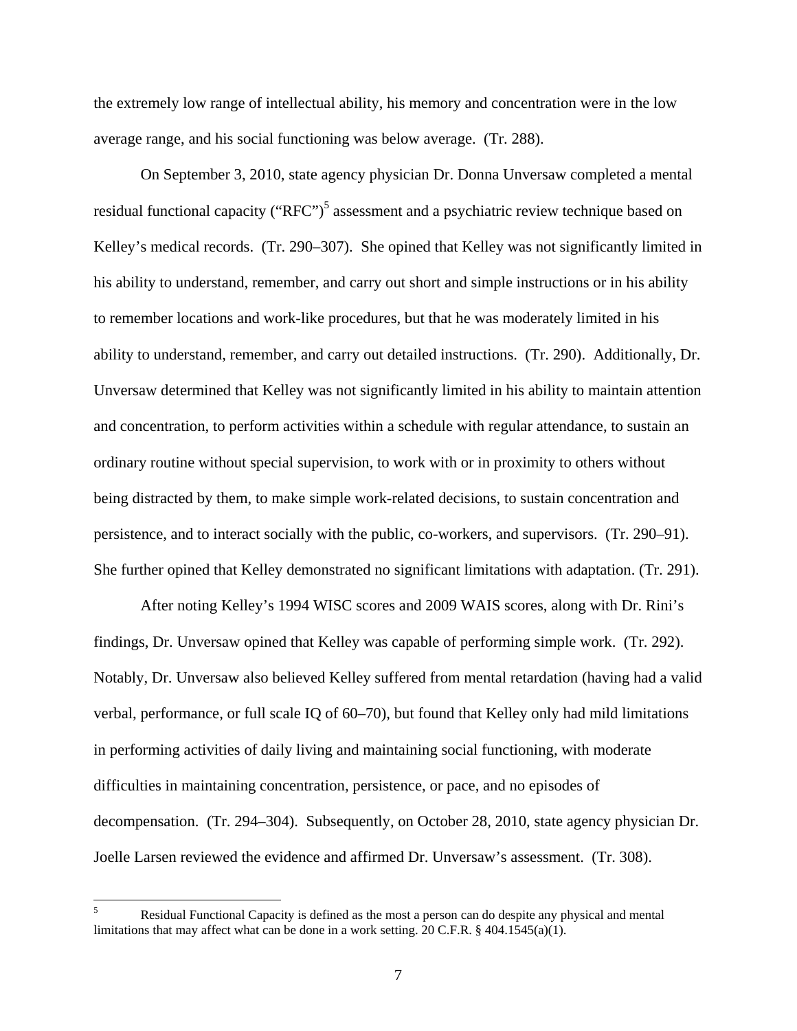the extremely low range of intellectual ability, his memory and concentration were in the low average range, and his social functioning was below average. (Tr. 288).

On September 3, 2010, state agency physician Dr. Donna Unversaw completed a mental residual functional capacity ("RFC")[5] assessment and a psychiatric review technique based on Kelley's medical records. (Tr. 290–307). She opined that Kelley was not significantly limited in his ability to understand, remember, and carry out short and simple instructions or in his ability to remember locations and work-like procedures, but that he was moderately limited in his ability to understand, remember, and carry out detailed instructions. (Tr. 290). Additionally, Dr. Unversaw determined that Kelley was not significantly limited in his ability to maintain attention and concentration, to perform activities within a schedule with regular attendance, to sustain an ordinary routine without special supervision, to work with or in proximity to others without being distracted by them, to make simple work-related decisions, to sustain concentration and persistence, and to interact socially with the public, co-workers, and supervisors. (Tr. 290–91). She further opined that Kelley demonstrated no significant limitations with adaptation. (Tr. 291).

After noting Kelley's 1994 WISC scores and 2009 WAIS scores, along with Dr. Rini's findings, Dr. Unversaw opined that Kelley was capable of performing simple work. (Tr. 292). Notably, Dr. Unversaw also believed Kelley suffered from mental retardation (having had a valid verbal, performance, or full scale IQ of 60–70), but found that Kelley only had mild limitations in performing activities of daily living and maintaining social functioning, with moderate difficulties in maintaining concentration, persistence, or pace, and no episodes of decompensation. (Tr. 294–304). Subsequently, on October 28, 2010, state agency physician Dr. Joelle Larsen reviewed the evidence and affirmed Dr. Unversaw's assessment. (Tr. 308).

---

[5] Residual Functional Capacity is defined as the most a person can do despite any physical and mental limitations that may affect what can be done in a work setting. 20 C.F.R. § 404.1545(a)(1).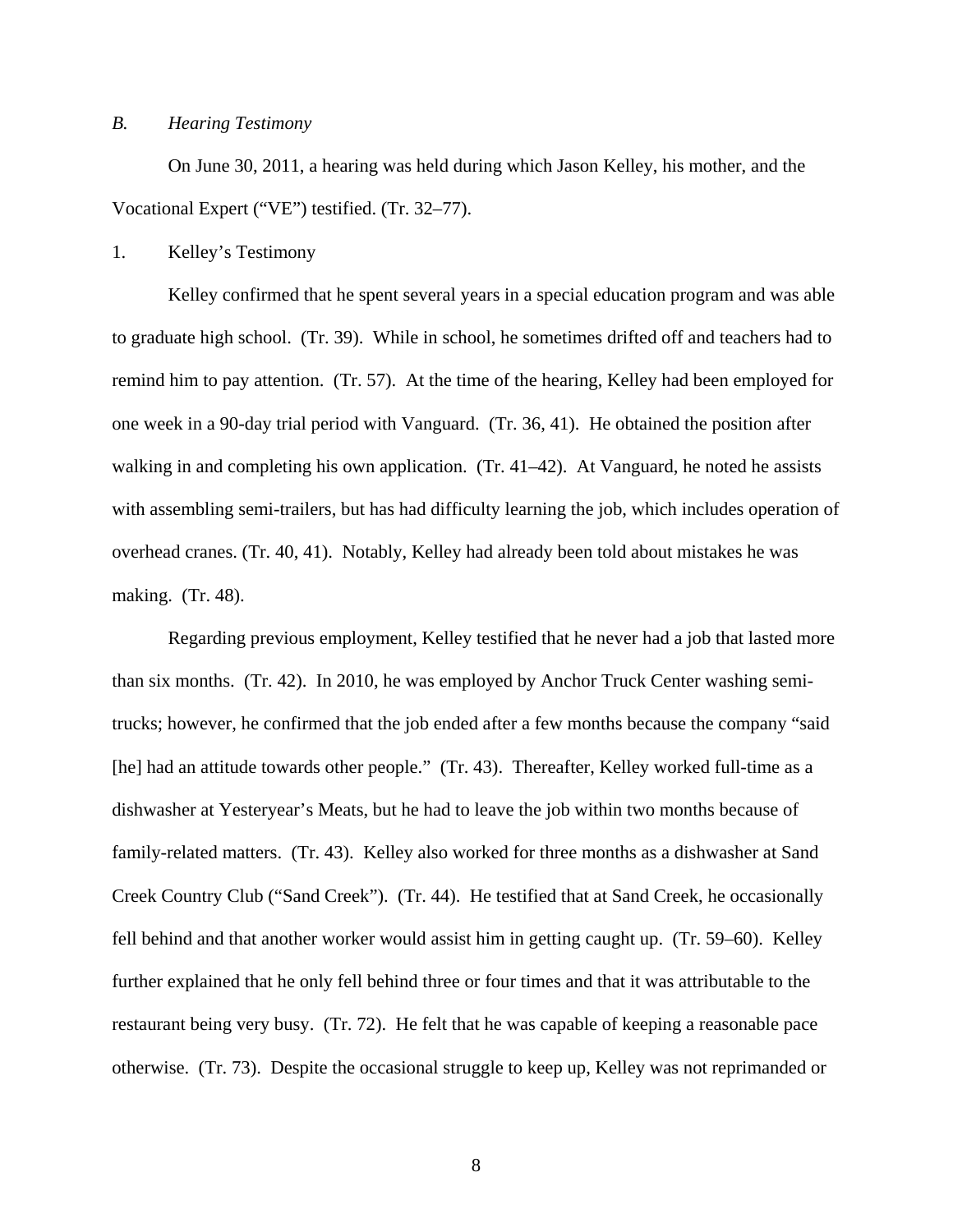*B. Hearing Testimony*

On June 30, 2011, a hearing was held during which Jason Kelley, his mother, and the Vocational Expert ("VE") testified. (Tr. 32–77).

1. Kelley's Testimony

Kelley confirmed that he spent several years in a special education program and was able to graduate high school. (Tr. 39). While in school, he sometimes drifted off and teachers had to remind him to pay attention. (Tr. 57). At the time of the hearing, Kelley had been employed for one week in a 90-day trial period with Vanguard. (Tr. 36, 41). He obtained the position after walking in and completing his own application. (Tr. 41–42). At Vanguard, he noted he assists with assembling semi-trailers, but has had difficulty learning the job, which includes operation of overhead cranes. (Tr. 40, 41). Notably, Kelley had already been told about mistakes he was making. (Tr. 48).

Regarding previous employment, Kelley testified that he never had a job that lasted more than six months. (Tr. 42). In 2010, he was employed by Anchor Truck Center washing semi-trucks; however, he confirmed that the job ended after a few months because the company "said [he] had an attitude towards other people." (Tr. 43). Thereafter, Kelley worked full-time as a dishwasher at Yesteryear's Meats, but he had to leave the job within two months because of family-related matters. (Tr. 43). Kelley also worked for three months as a dishwasher at Sand Creek Country Club ("Sand Creek"). (Tr. 44). He testified that at Sand Creek, he occasionally fell behind and that another worker would assist him in getting caught up. (Tr. 59–60). Kelley further explained that he only fell behind three or four times and that it was attributable to the restaurant being very busy. (Tr. 72). He felt that he was capable of keeping a reasonable pace otherwise. (Tr. 73). Despite the occasional struggle to keep up, Kelley was not reprimanded or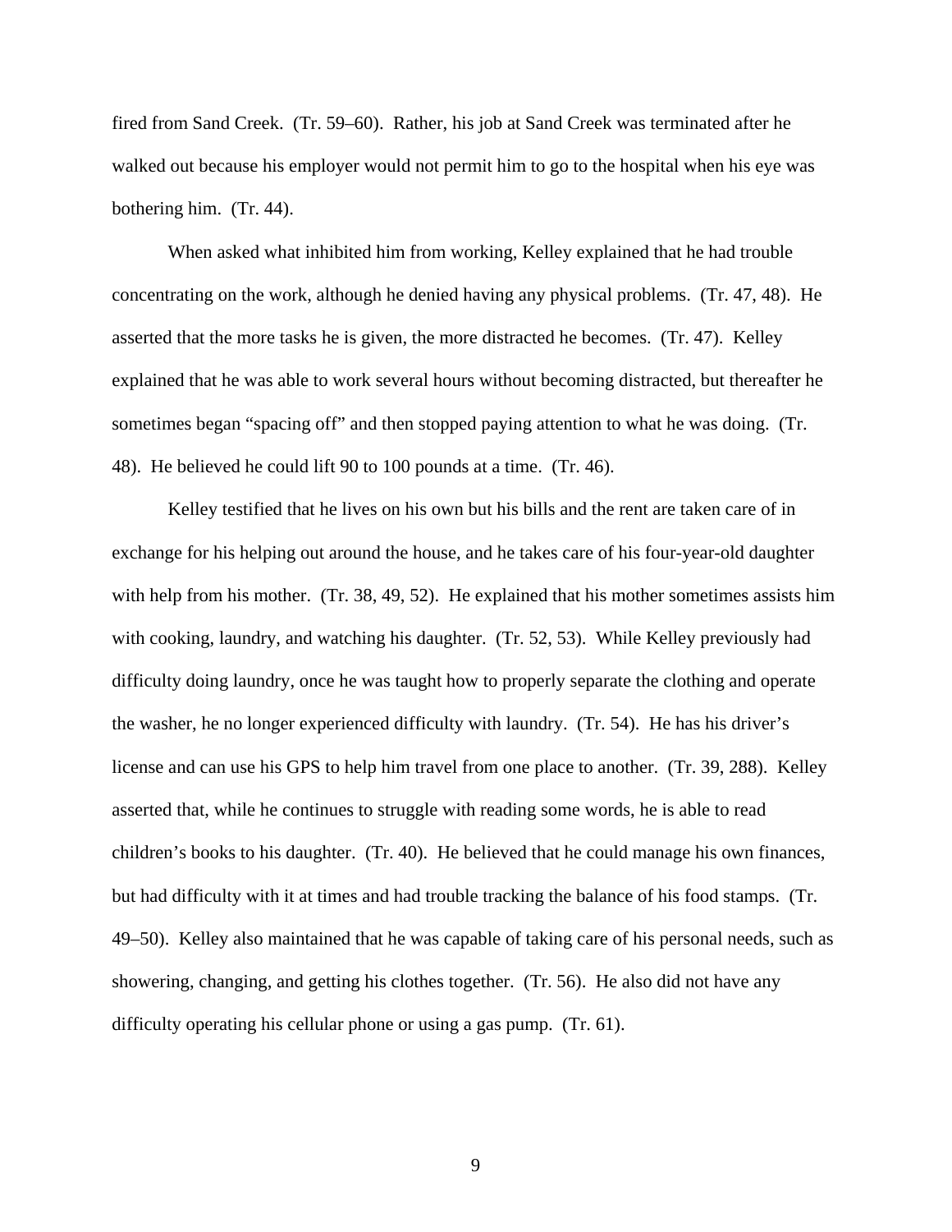fired from Sand Creek. (Tr. 59–60). Rather, his job at Sand Creek was terminated after he walked out because his employer would not permit him to go to the hospital when his eye was bothering him. (Tr. 44).

When asked what inhibited him from working, Kelley explained that he had trouble concentrating on the work, although he denied having any physical problems. (Tr. 47, 48). He asserted that the more tasks he is given, the more distracted he becomes. (Tr. 47). Kelley explained that he was able to work several hours without becoming distracted, but thereafter he sometimes began "spacing off" and then stopped paying attention to what he was doing. (Tr. 48). He believed he could lift 90 to 100 pounds at a time. (Tr. 46).

Kelley testified that he lives on his own but his bills and the rent are taken care of in exchange for his helping out around the house, and he takes care of his four-year-old daughter with help from his mother. (Tr. 38, 49, 52). He explained that his mother sometimes assists him with cooking, laundry, and watching his daughter. (Tr. 52, 53). While Kelley previously had difficulty doing laundry, once he was taught how to properly separate the clothing and operate the washer, he no longer experienced difficulty with laundry. (Tr. 54). He has his driver's license and can use his GPS to help him travel from one place to another. (Tr. 39, 288). Kelley asserted that, while he continues to struggle with reading some words, he is able to read children's books to his daughter. (Tr. 40). He believed that he could manage his own finances, but had difficulty with it at times and had trouble tracking the balance of his food stamps. (Tr. 49–50). Kelley also maintained that he was capable of taking care of his personal needs, such as showering, changing, and getting his clothes together. (Tr. 56). He also did not have any difficulty operating his cellular phone or using a gas pump. (Tr. 61).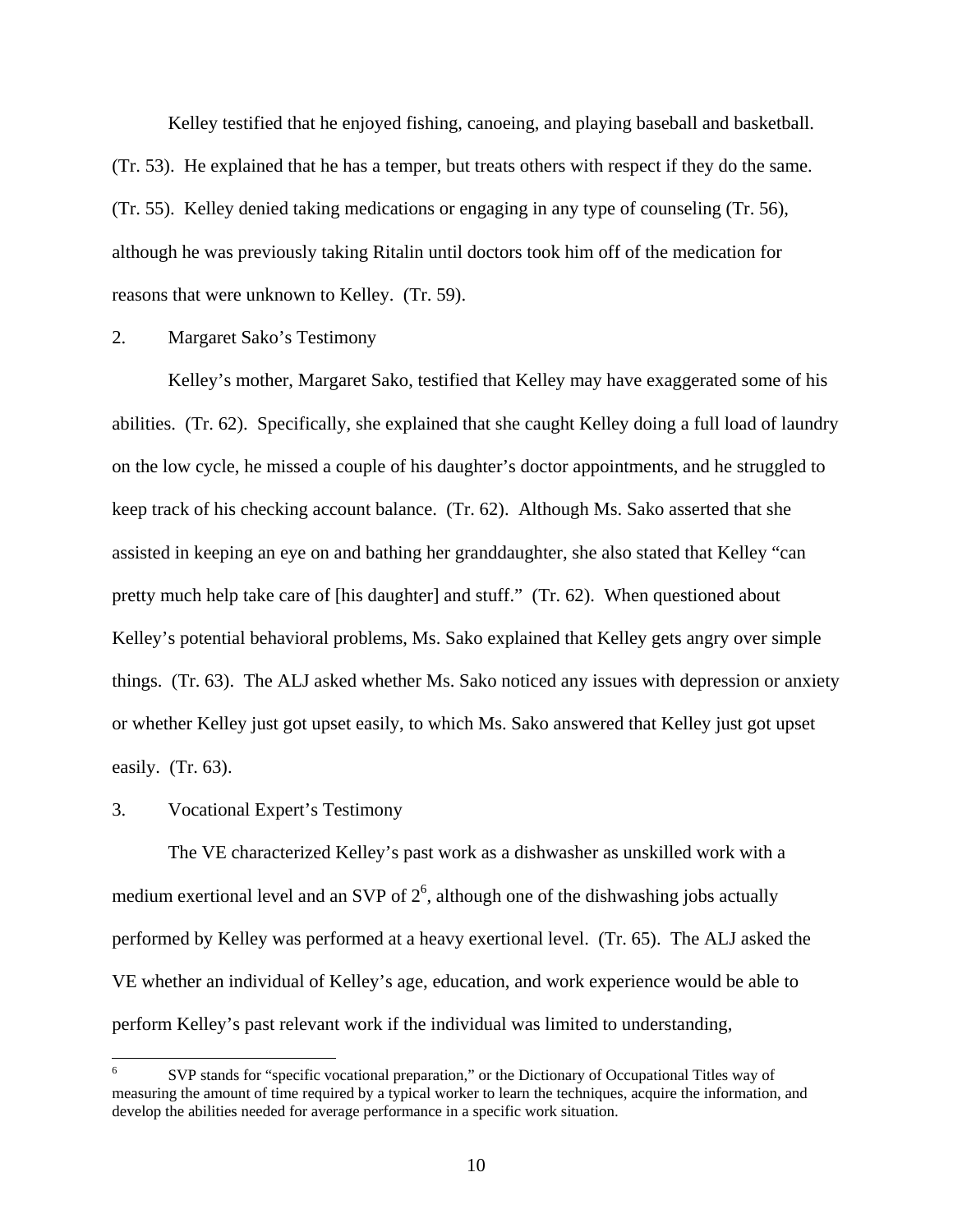Kelley testified that he enjoyed fishing, canoeing, and playing baseball and basketball. (Tr. 53). He explained that he has a temper, but treats others with respect if they do the same. (Tr. 55). Kelley denied taking medications or engaging in any type of counseling (Tr. 56), although he was previously taking Ritalin until doctors took him off of the medication for reasons that were unknown to Kelley. (Tr. 59).

2. Margaret Sako's Testimony

Kelley's mother, Margaret Sako, testified that Kelley may have exaggerated some of his abilities. (Tr. 62). Specifically, she explained that she caught Kelley doing a full load of laundry on the low cycle, he missed a couple of his daughter's doctor appointments, and he struggled to keep track of his checking account balance. (Tr. 62). Although Ms. Sako asserted that she assisted in keeping an eye on and bathing her granddaughter, she also stated that Kelley "can pretty much help take care of [his daughter] and stuff." (Tr. 62). When questioned about Kelley's potential behavioral problems, Ms. Sako explained that Kelley gets angry over simple things. (Tr. 63). The ALJ asked whether Ms. Sako noticed any issues with depression or anxiety or whether Kelley just got upset easily, to which Ms. Sako answered that Kelley just got upset easily. (Tr. 63).

3. Vocational Expert's Testimony

The VE characterized Kelley's past work as a dishwasher as unskilled work with a medium exertional level and an SVP of 2[6], although one of the dishwashing jobs actually performed by Kelley was performed at a heavy exertional level. (Tr. 65). The ALJ asked the VE whether an individual of Kelley's age, education, and work experience would be able to perform Kelley's past relevant work if the individual was limited to understanding,

[6] SVP stands for "specific vocational preparation," or the Dictionary of Occupational Titles way of measuring the amount of time required by a typical worker to learn the techniques, acquire the information, and develop the abilities needed for average performance in a specific work situation.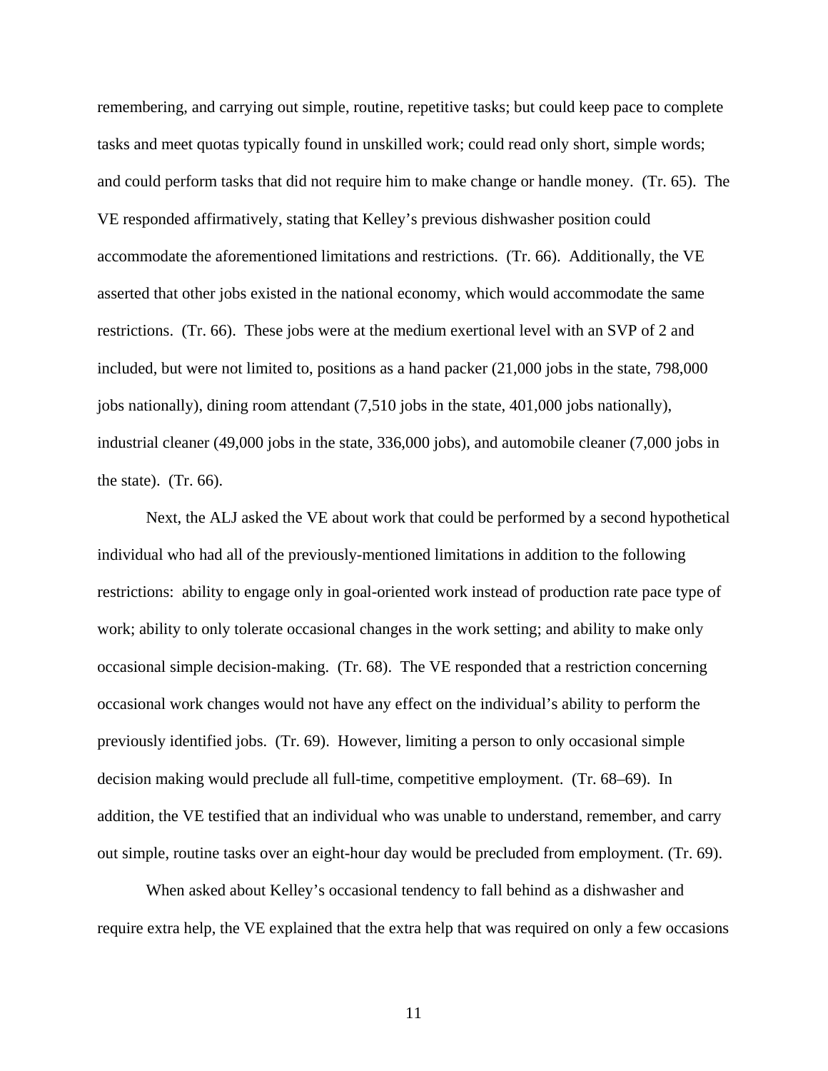remembering, and carrying out simple, routine, repetitive tasks; but could keep pace to complete tasks and meet quotas typically found in unskilled work; could read only short, simple words; and could perform tasks that did not require him to make change or handle money. (Tr. 65). The VE responded affirmatively, stating that Kelley's previous dishwasher position could accommodate the aforementioned limitations and restrictions. (Tr. 66). Additionally, the VE asserted that other jobs existed in the national economy, which would accommodate the same restrictions. (Tr. 66). These jobs were at the medium exertional level with an SVP of 2 and included, but were not limited to, positions as a hand packer (21,000 jobs in the state, 798,000 jobs nationally), dining room attendant (7,510 jobs in the state, 401,000 jobs nationally), industrial cleaner (49,000 jobs in the state, 336,000 jobs), and automobile cleaner (7,000 jobs in the state). (Tr. 66).

Next, the ALJ asked the VE about work that could be performed by a second hypothetical individual who had all of the previously-mentioned limitations in addition to the following restrictions: ability to engage only in goal-oriented work instead of production rate pace type of work; ability to only tolerate occasional changes in the work setting; and ability to make only occasional simple decision-making. (Tr. 68). The VE responded that a restriction concerning occasional work changes would not have any effect on the individual's ability to perform the previously identified jobs. (Tr. 69). However, limiting a person to only occasional simple decision making would preclude all full-time, competitive employment. (Tr. 68–69). In addition, the VE testified that an individual who was unable to understand, remember, and carry out simple, routine tasks over an eight-hour day would be precluded from employment. (Tr. 69).

When asked about Kelley's occasional tendency to fall behind as a dishwasher and require extra help, the VE explained that the extra help that was required on only a few occasions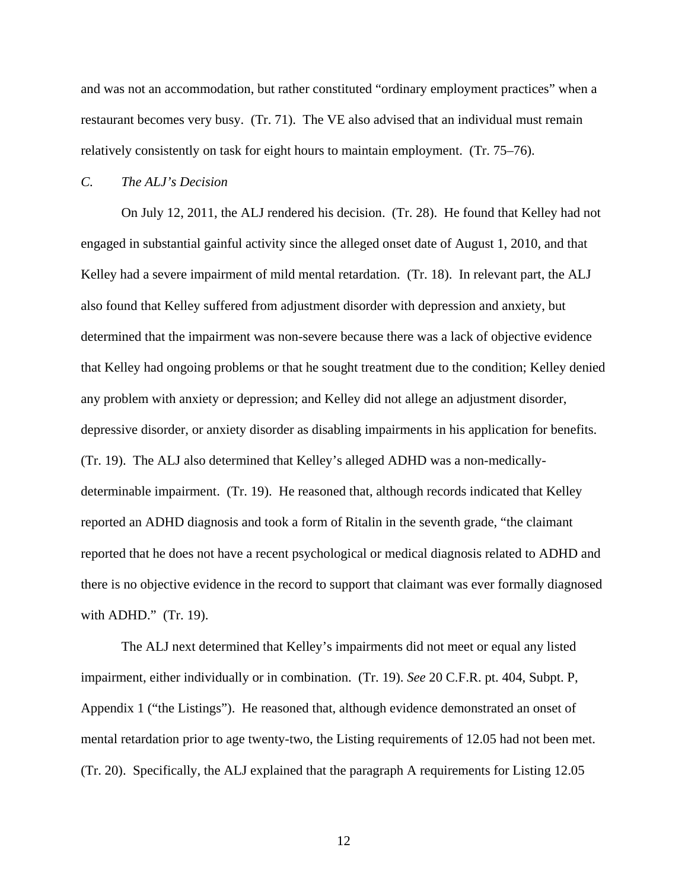and was not an accommodation, but rather constituted "ordinary employment practices" when a restaurant becomes very busy. (Tr. 71). The VE also advised that an individual must remain relatively consistently on task for eight hours to maintain employment. (Tr. 75–76).

### *C. The ALJ's Decision*

On July 12, 2011, the ALJ rendered his decision. (Tr. 28). He found that Kelley had not engaged in substantial gainful activity since the alleged onset date of August 1, 2010, and that Kelley had a severe impairment of mild mental retardation. (Tr. 18). In relevant part, the ALJ also found that Kelley suffered from adjustment disorder with depression and anxiety, but determined that the impairment was non-severe because there was a lack of objective evidence that Kelley had ongoing problems or that he sought treatment due to the condition; Kelley denied any problem with anxiety or depression; and Kelley did not allege an adjustment disorder, depressive disorder, or anxiety disorder as disabling impairments in his application for benefits. (Tr. 19). The ALJ also determined that Kelley's alleged ADHD was a non-medically-determinable impairment. (Tr. 19). He reasoned that, although records indicated that Kelley reported an ADHD diagnosis and took a form of Ritalin in the seventh grade, "the claimant reported that he does not have a recent psychological or medical diagnosis related to ADHD and there is no objective evidence in the record to support that claimant was ever formally diagnosed with ADHD." (Tr. 19).

The ALJ next determined that Kelley's impairments did not meet or equal any listed impairment, either individually or in combination. (Tr. 19). *See* 20 C.F.R. pt. 404, Subpt. P, Appendix 1 ("the Listings"). He reasoned that, although evidence demonstrated an onset of mental retardation prior to age twenty-two, the Listing requirements of 12.05 had not been met. (Tr. 20). Specifically, the ALJ explained that the paragraph A requirements for Listing 12.05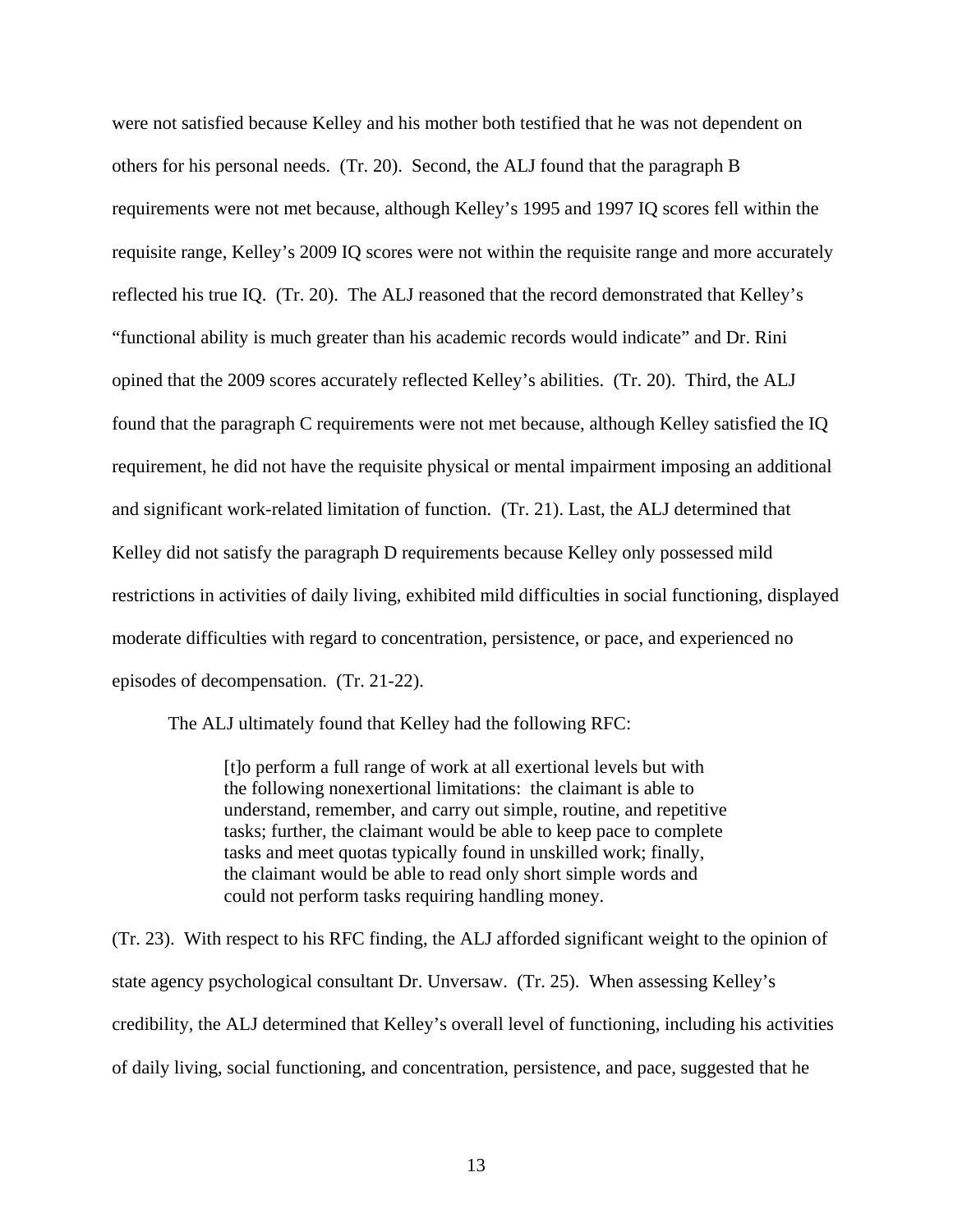were not satisfied because Kelley and his mother both testified that he was not dependent on others for his personal needs. (Tr. 20). Second, the ALJ found that the paragraph B requirements were not met because, although Kelley's 1995 and 1997 IQ scores fell within the requisite range, Kelley's 2009 IQ scores were not within the requisite range and more accurately reflected his true IQ. (Tr. 20). The ALJ reasoned that the record demonstrated that Kelley's "functional ability is much greater than his academic records would indicate" and Dr. Rini opined that the 2009 scores accurately reflected Kelley's abilities. (Tr. 20). Third, the ALJ found that the paragraph C requirements were not met because, although Kelley satisfied the IQ requirement, he did not have the requisite physical or mental impairment imposing an additional and significant work-related limitation of function. (Tr. 21). Last, the ALJ determined that Kelley did not satisfy the paragraph D requirements because Kelley only possessed mild restrictions in activities of daily living, exhibited mild difficulties in social functioning, displayed moderate difficulties with regard to concentration, persistence, or pace, and experienced no episodes of decompensation. (Tr. 21-22).

The ALJ ultimately found that Kelley had the following RFC:

> [t]o perform a full range of work at all exertional levels but with the following nonexertional limitations: the claimant is able to understand, remember, and carry out simple, routine, and repetitive tasks; further, the claimant would be able to keep pace to complete tasks and meet quotas typically found in unskilled work; finally, the claimant would be able to read only short simple words and could not perform tasks requiring handling money.

(Tr. 23). With respect to his RFC finding, the ALJ afforded significant weight to the opinion of state agency psychological consultant Dr. Unversaw. (Tr. 25). When assessing Kelley's credibility, the ALJ determined that Kelley's overall level of functioning, including his activities of daily living, social functioning, and concentration, persistence, and pace, suggested that he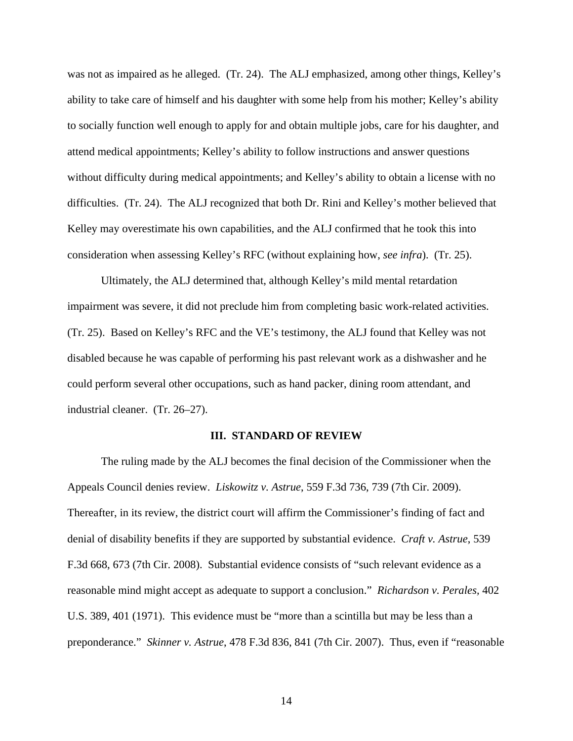was not as impaired as he alleged. (Tr. 24). The ALJ emphasized, among other things, Kelley's ability to take care of himself and his daughter with some help from his mother; Kelley's ability to socially function well enough to apply for and obtain multiple jobs, care for his daughter, and attend medical appointments; Kelley's ability to follow instructions and answer questions without difficulty during medical appointments; and Kelley's ability to obtain a license with no difficulties. (Tr. 24). The ALJ recognized that both Dr. Rini and Kelley's mother believed that Kelley may overestimate his own capabilities, and the ALJ confirmed that he took this into consideration when assessing Kelley's RFC (without explaining how, *see infra*). (Tr. 25).

Ultimately, the ALJ determined that, although Kelley's mild mental retardation impairment was severe, it did not preclude him from completing basic work-related activities. (Tr. 25). Based on Kelley's RFC and the VE's testimony, the ALJ found that Kelley was not disabled because he was capable of performing his past relevant work as a dishwasher and he could perform several other occupations, such as hand packer, dining room attendant, and industrial cleaner. (Tr. 26–27).

## III. STANDARD OF REVIEW

The ruling made by the ALJ becomes the final decision of the Commissioner when the Appeals Council denies review. *Liskowitz v. Astrue*, 559 F.3d 736, 739 (7th Cir. 2009). Thereafter, in its review, the district court will affirm the Commissioner's finding of fact and denial of disability benefits if they are supported by substantial evidence. *Craft v. Astrue*, 539 F.3d 668, 673 (7th Cir. 2008). Substantial evidence consists of "such relevant evidence as a reasonable mind might accept as adequate to support a conclusion." *Richardson v. Perales*, 402 U.S. 389, 401 (1971). This evidence must be "more than a scintilla but may be less than a preponderance." *Skinner v. Astrue*, 478 F.3d 836, 841 (7th Cir. 2007). Thus, even if "reasonable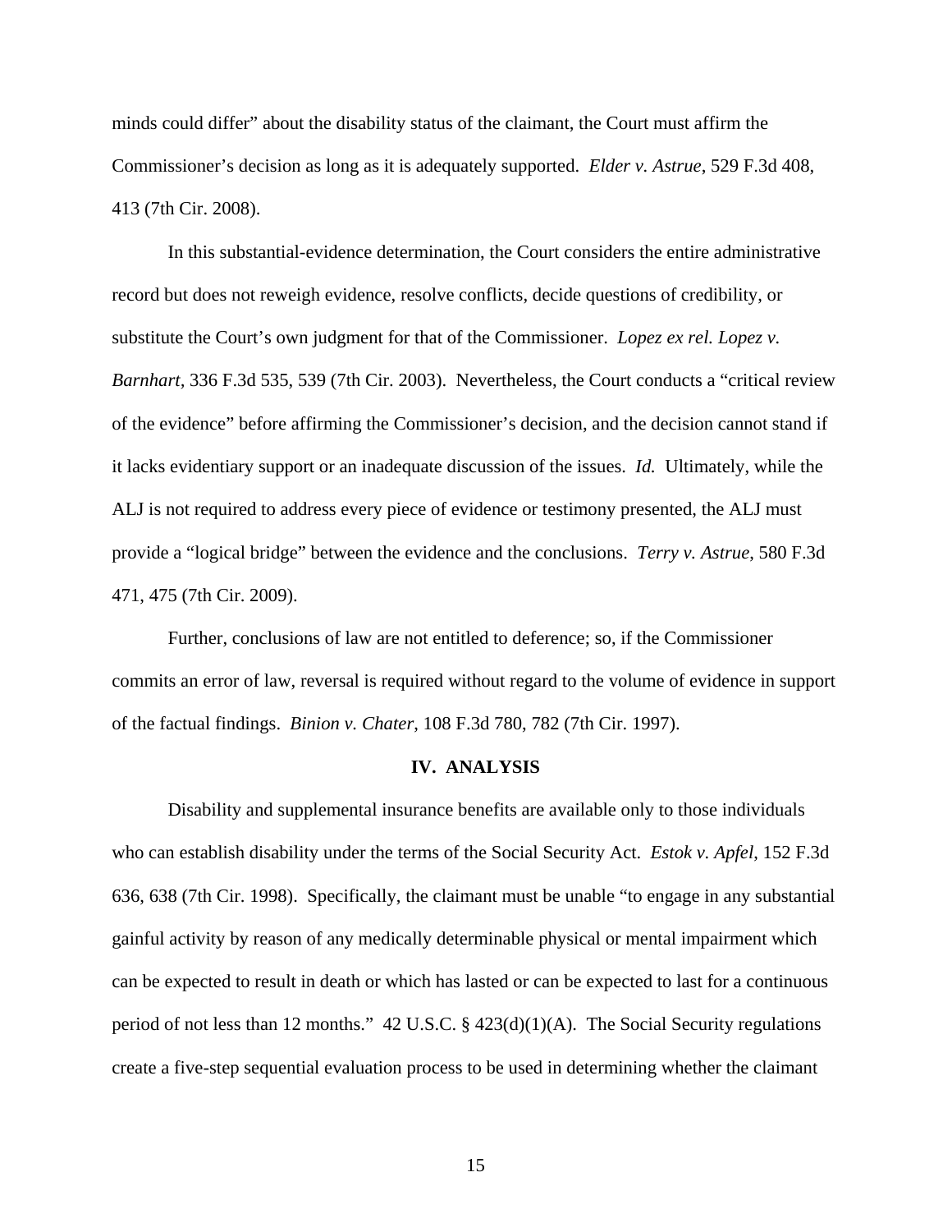minds could differ" about the disability status of the claimant, the Court must affirm the Commissioner's decision as long as it is adequately supported. *Elder v. Astrue*, 529 F.3d 408, 413 (7th Cir. 2008).

In this substantial-evidence determination, the Court considers the entire administrative record but does not reweigh evidence, resolve conflicts, decide questions of credibility, or substitute the Court's own judgment for that of the Commissioner. *Lopez ex rel. Lopez v. Barnhart*, 336 F.3d 535, 539 (7th Cir. 2003). Nevertheless, the Court conducts a "critical review of the evidence" before affirming the Commissioner's decision, and the decision cannot stand if it lacks evidentiary support or an inadequate discussion of the issues. *Id.* Ultimately, while the ALJ is not required to address every piece of evidence or testimony presented, the ALJ must provide a "logical bridge" between the evidence and the conclusions. *Terry v. Astrue*, 580 F.3d 471, 475 (7th Cir. 2009).

Further, conclusions of law are not entitled to deference; so, if the Commissioner commits an error of law, reversal is required without regard to the volume of evidence in support of the factual findings. *Binion v. Chater*, 108 F.3d 780, 782 (7th Cir. 1997).

## IV. ANALYSIS

Disability and supplemental insurance benefits are available only to those individuals who can establish disability under the terms of the Social Security Act. *Estok v. Apfel*, 152 F.3d 636, 638 (7th Cir. 1998). Specifically, the claimant must be unable "to engage in any substantial gainful activity by reason of any medically determinable physical or mental impairment which can be expected to result in death or which has lasted or can be expected to last for a continuous period of not less than 12 months." 42 U.S.C. § 423(d)(1)(A). The Social Security regulations create a five-step sequential evaluation process to be used in determining whether the claimant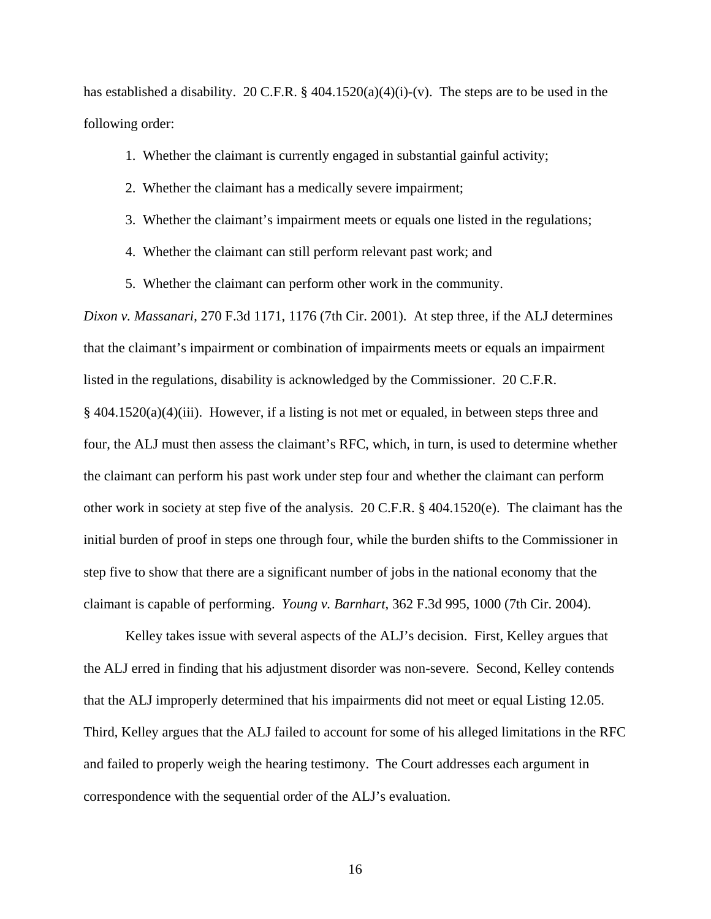has established a disability. 20 C.F.R. § 404.1520(a)(4)(i)-(v). The steps are to be used in the following order:

1. Whether the claimant is currently engaged in substantial gainful activity;
2. Whether the claimant has a medically severe impairment;
3. Whether the claimant's impairment meets or equals one listed in the regulations;
4. Whether the claimant can still perform relevant past work; and
5. Whether the claimant can perform other work in the community.

*Dixon v. Massanari*, 270 F.3d 1171, 1176 (7th Cir. 2001). At step three, if the ALJ determines that the claimant's impairment or combination of impairments meets or equals an impairment listed in the regulations, disability is acknowledged by the Commissioner. 20 C.F.R. § 404.1520(a)(4)(iii). However, if a listing is not met or equaled, in between steps three and four, the ALJ must then assess the claimant's RFC, which, in turn, is used to determine whether the claimant can perform his past work under step four and whether the claimant can perform other work in society at step five of the analysis. 20 C.F.R. § 404.1520(e). The claimant has the initial burden of proof in steps one through four, while the burden shifts to the Commissioner in step five to show that there are a significant number of jobs in the national economy that the claimant is capable of performing. *Young v. Barnhart*, 362 F.3d 995, 1000 (7th Cir. 2004).

Kelley takes issue with several aspects of the ALJ's decision. First, Kelley argues that the ALJ erred in finding that his adjustment disorder was non-severe. Second, Kelley contends that the ALJ improperly determined that his impairments did not meet or equal Listing 12.05. Third, Kelley argues that the ALJ failed to account for some of his alleged limitations in the RFC and failed to properly weigh the hearing testimony. The Court addresses each argument in correspondence with the sequential order of the ALJ's evaluation.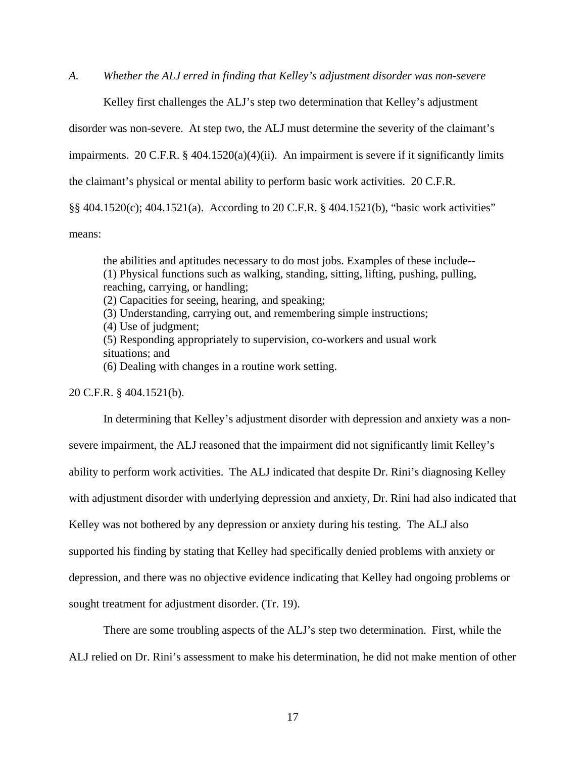*A. Whether the ALJ erred in finding that Kelley's adjustment disorder was non-severe*

Kelley first challenges the ALJ's step two determination that Kelley's adjustment disorder was non-severe. At step two, the ALJ must determine the severity of the claimant's impairments. 20 C.F.R. § 404.1520(a)(4)(ii). An impairment is severe if it significantly limits the claimant's physical or mental ability to perform basic work activities. 20 C.F.R. §§ 404.1520(c); 404.1521(a). According to 20 C.F.R. § 404.1521(b), "basic work activities" means:

> the abilities and aptitudes necessary to do most jobs. Examples of these include--
> (1) Physical functions such as walking, standing, sitting, lifting, pushing, pulling, reaching, carrying, or handling;
> (2) Capacities for seeing, hearing, and speaking;
> (3) Understanding, carrying out, and remembering simple instructions;
> (4) Use of judgment;
> (5) Responding appropriately to supervision, co-workers and usual work situations; and
> (6) Dealing with changes in a routine work setting.

20 C.F.R. § 404.1521(b).

In determining that Kelley's adjustment disorder with depression and anxiety was a non-severe impairment, the ALJ reasoned that the impairment did not significantly limit Kelley's ability to perform work activities. The ALJ indicated that despite Dr. Rini's diagnosing Kelley with adjustment disorder with underlying depression and anxiety, Dr. Rini had also indicated that Kelley was not bothered by any depression or anxiety during his testing. The ALJ also supported his finding by stating that Kelley had specifically denied problems with anxiety or depression, and there was no objective evidence indicating that Kelley had ongoing problems or sought treatment for adjustment disorder. (Tr. 19).

There are some troubling aspects of the ALJ's step two determination. First, while the ALJ relied on Dr. Rini's assessment to make his determination, he did not make mention of other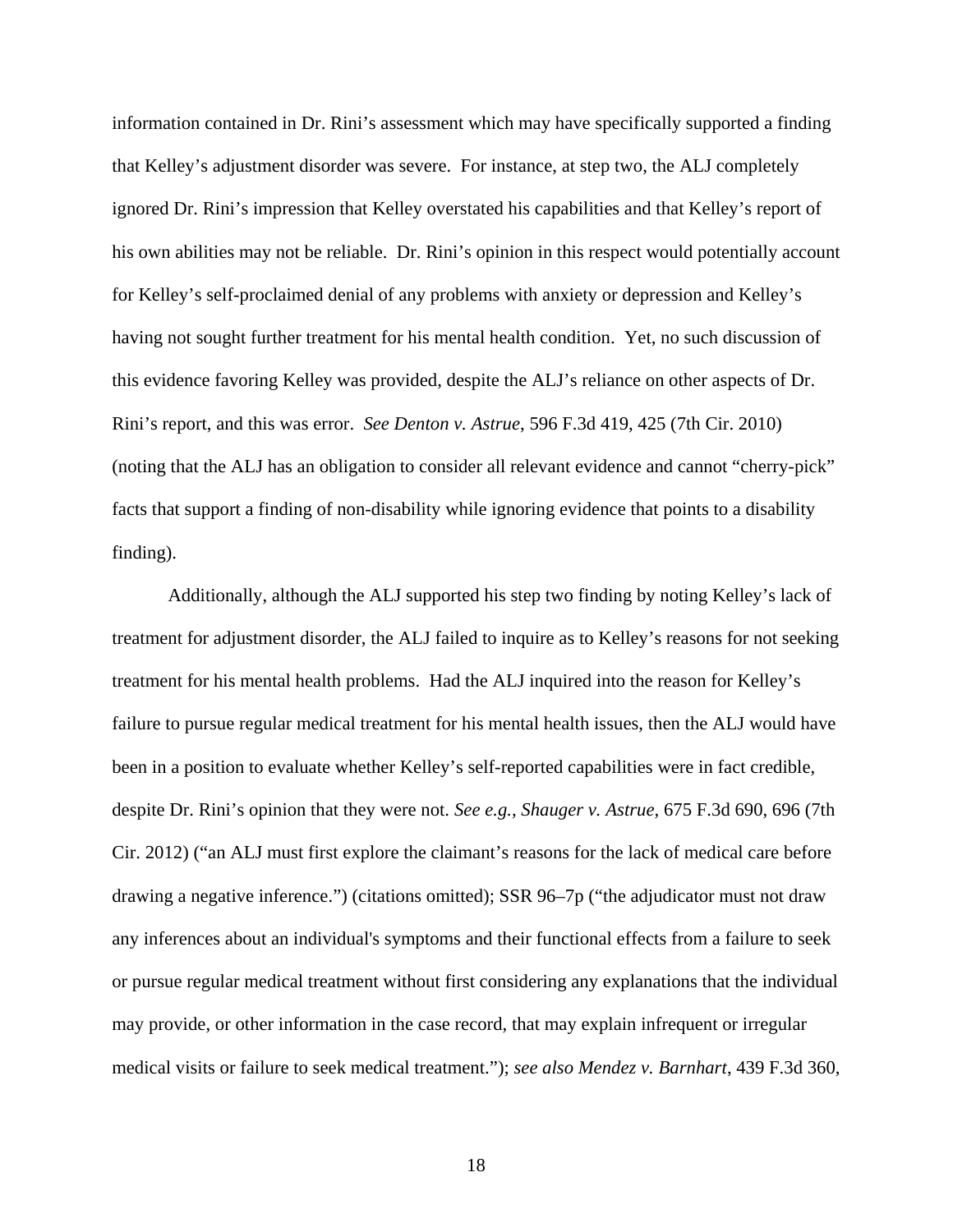information contained in Dr. Rini's assessment which may have specifically supported a finding that Kelley's adjustment disorder was severe. For instance, at step two, the ALJ completely ignored Dr. Rini's impression that Kelley overstated his capabilities and that Kelley's report of his own abilities may not be reliable. Dr. Rini's opinion in this respect would potentially account for Kelley's self-proclaimed denial of any problems with anxiety or depression and Kelley's having not sought further treatment for his mental health condition. Yet, no such discussion of this evidence favoring Kelley was provided, despite the ALJ's reliance on other aspects of Dr. Rini's report, and this was error. *See Denton v. Astrue*, 596 F.3d 419, 425 (7th Cir. 2010) (noting that the ALJ has an obligation to consider all relevant evidence and cannot "cherry-pick" facts that support a finding of non-disability while ignoring evidence that points to a disability finding).

Additionally, although the ALJ supported his step two finding by noting Kelley's lack of treatment for adjustment disorder, the ALJ failed to inquire as to Kelley's reasons for not seeking treatment for his mental health problems. Had the ALJ inquired into the reason for Kelley's failure to pursue regular medical treatment for his mental health issues, then the ALJ would have been in a position to evaluate whether Kelley's self-reported capabilities were in fact credible, despite Dr. Rini's opinion that they were not. *See e.g., Shauger v. Astrue*, 675 F.3d 690, 696 (7th Cir. 2012) ("an ALJ must first explore the claimant's reasons for the lack of medical care before drawing a negative inference.") (citations omitted); SSR 96–7p ("the adjudicator must not draw any inferences about an individual's symptoms and their functional effects from a failure to seek or pursue regular medical treatment without first considering any explanations that the individual may provide, or other information in the case record, that may explain infrequent or irregular medical visits or failure to seek medical treatment."); *see also Mendez v. Barnhart*, 439 F.3d 360,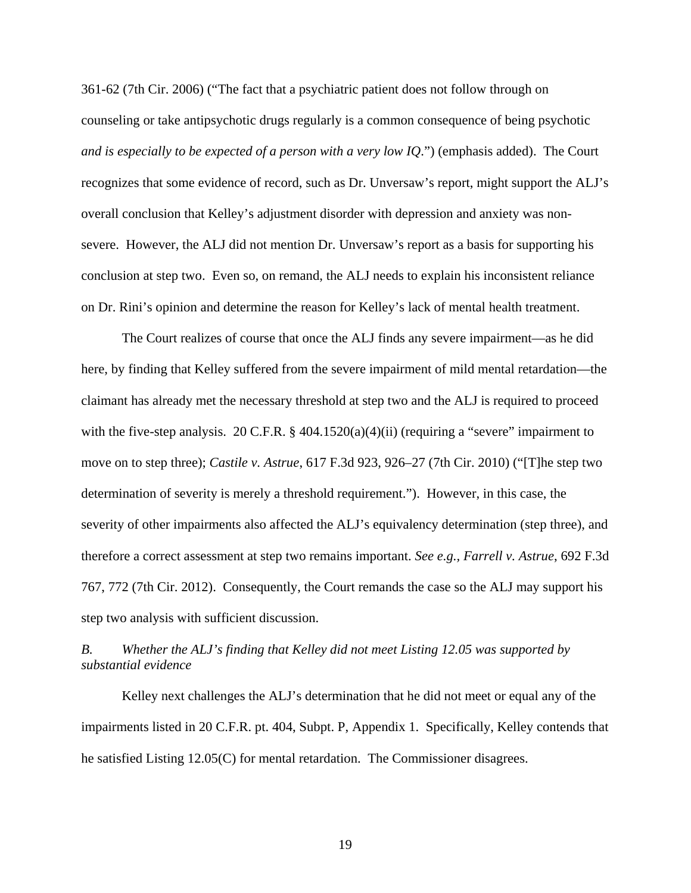361-62 (7th Cir. 2006) ("The fact that a psychiatric patient does not follow through on counseling or take antipsychotic drugs regularly is a common consequence of being psychotic *and is especially to be expected of a person with a very low IQ*.") (emphasis added). The Court recognizes that some evidence of record, such as Dr. Unversaw's report, might support the ALJ's overall conclusion that Kelley's adjustment disorder with depression and anxiety was non-severe. However, the ALJ did not mention Dr. Unversaw's report as a basis for supporting his conclusion at step two. Even so, on remand, the ALJ needs to explain his inconsistent reliance on Dr. Rini's opinion and determine the reason for Kelley's lack of mental health treatment.

The Court realizes of course that once the ALJ finds any severe impairment—as he did here, by finding that Kelley suffered from the severe impairment of mild mental retardation—the claimant has already met the necessary threshold at step two and the ALJ is required to proceed with the five-step analysis. 20 C.F.R. § 404.1520(a)(4)(ii) (requiring a "severe" impairment to move on to step three); *Castile v. Astrue*, 617 F.3d 923, 926–27 (7th Cir. 2010) ("[T]he step two determination of severity is merely a threshold requirement."). However, in this case, the severity of other impairments also affected the ALJ's equivalency determination (step three), and therefore a correct assessment at step two remains important. *See e.g.*, *Farrell v. Astrue*, 692 F.3d 767, 772 (7th Cir. 2012). Consequently, the Court remands the case so the ALJ may support his step two analysis with sufficient discussion.

*B. Whether the ALJ's finding that Kelley did not meet Listing 12.05 was supported by substantial evidence*

Kelley next challenges the ALJ's determination that he did not meet or equal any of the impairments listed in 20 C.F.R. pt. 404, Subpt. P, Appendix 1. Specifically, Kelley contends that he satisfied Listing 12.05(C) for mental retardation. The Commissioner disagrees.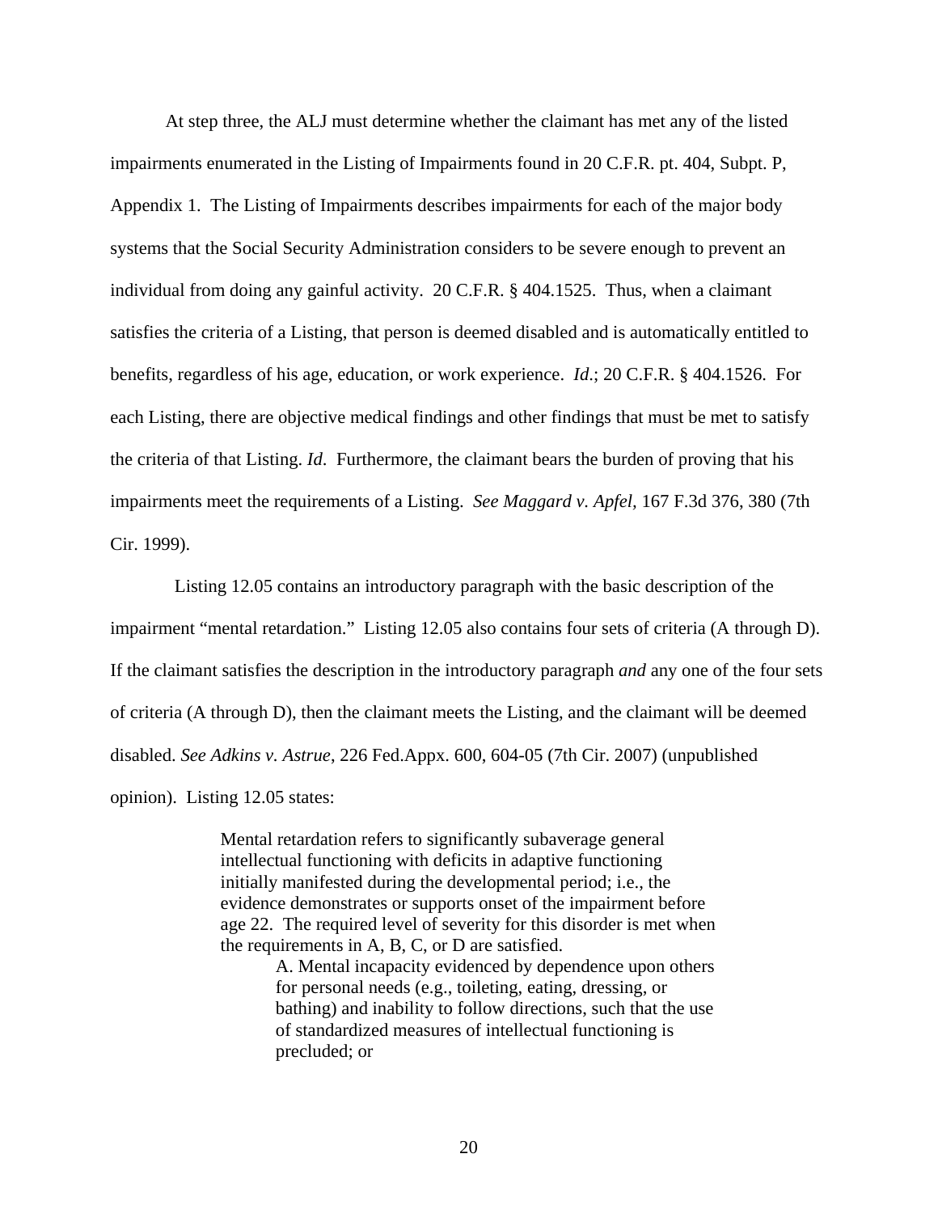At step three, the ALJ must determine whether the claimant has met any of the listed impairments enumerated in the Listing of Impairments found in 20 C.F.R. pt. 404, Subpt. P, Appendix 1. The Listing of Impairments describes impairments for each of the major body systems that the Social Security Administration considers to be severe enough to prevent an individual from doing any gainful activity. 20 C.F.R. § 404.1525. Thus, when a claimant satisfies the criteria of a Listing, that person is deemed disabled and is automatically entitled to benefits, regardless of his age, education, or work experience. *Id*.; 20 C.F.R. § 404.1526. For each Listing, there are objective medical findings and other findings that must be met to satisfy the criteria of that Listing. *Id*. Furthermore, the claimant bears the burden of proving that his impairments meet the requirements of a Listing. *See Maggard v. Apfel*, 167 F.3d 376, 380 (7th Cir. 1999).

Listing 12.05 contains an introductory paragraph with the basic description of the impairment "mental retardation." Listing 12.05 also contains four sets of criteria (A through D). If the claimant satisfies the description in the introductory paragraph *and* any one of the four sets of criteria (A through D), then the claimant meets the Listing, and the claimant will be deemed disabled. *See Adkins v. Astrue*, 226 Fed.Appx. 600, 604-05 (7th Cir. 2007) (unpublished opinion). Listing 12.05 states:

> Mental retardation refers to significantly subaverage general intellectual functioning with deficits in adaptive functioning initially manifested during the developmental period; i.e., the evidence demonstrates or supports onset of the impairment before age 22. The required level of severity for this disorder is met when the requirements in A, B, C, or D are satisfied.
>
> > A. Mental incapacity evidenced by dependence upon others for personal needs (e.g., toileting, eating, dressing, or bathing) and inability to follow directions, such that the use of standardized measures of intellectual functioning is precluded; or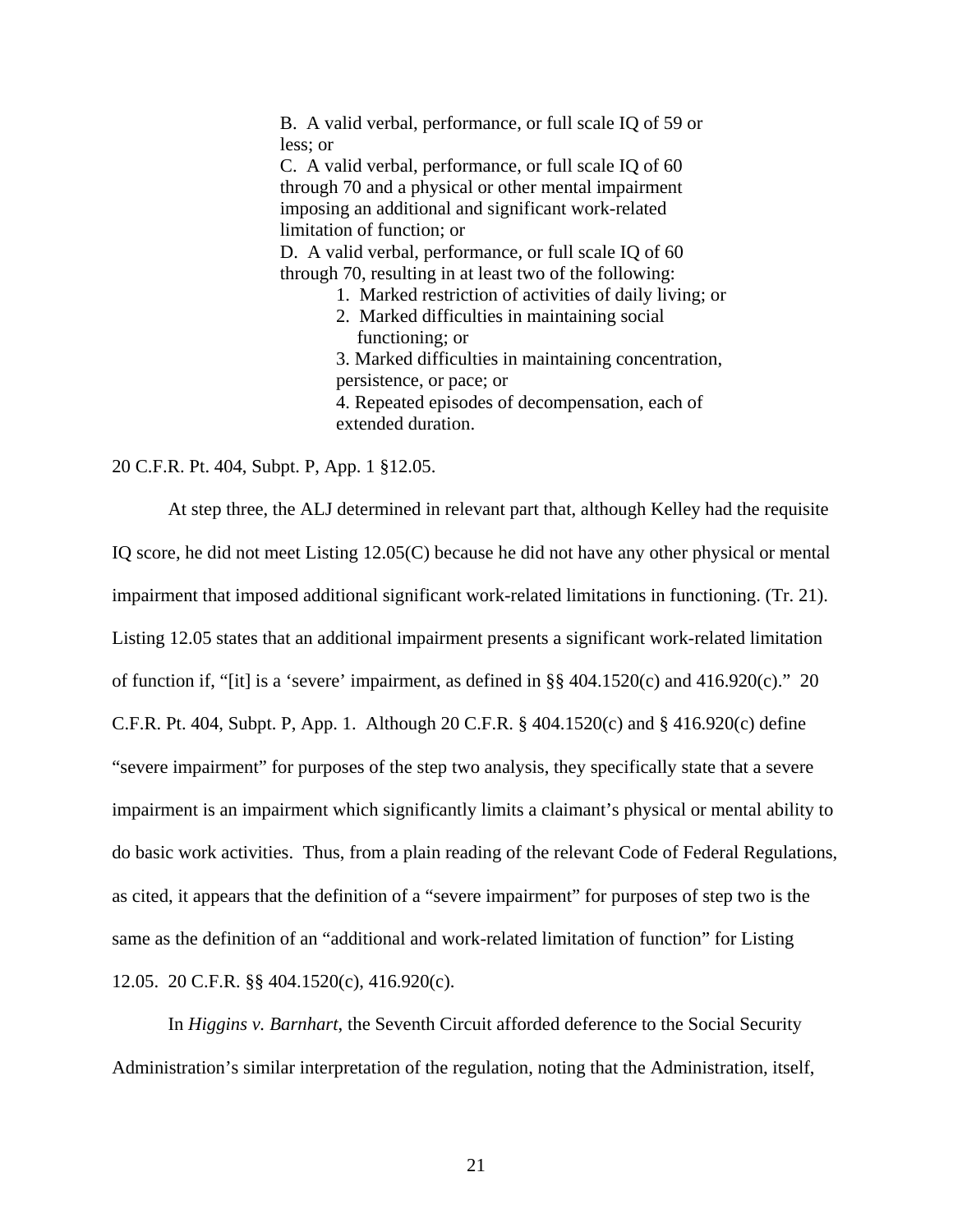> B. A valid verbal, performance, or full scale IQ of 59 or less; or
> C. A valid verbal, performance, or full scale IQ of 60 through 70 and a physical or other mental impairment imposing an additional and significant work-related limitation of function; or
> D. A valid verbal, performance, or full scale IQ of 60 through 70, resulting in at least two of the following:
>
> 1. Marked restriction of activities of daily living; or
> 2. Marked difficulties in maintaining social functioning; or
> 3. Marked difficulties in maintaining concentration, persistence, or pace; or
> 4. Repeated episodes of decompensation, each of extended duration.

20 C.F.R. Pt. 404, Subpt. P, App. 1 §12.05.

At step three, the ALJ determined in relevant part that, although Kelley had the requisite IQ score, he did not meet Listing 12.05(C) because he did not have any other physical or mental impairment that imposed additional significant work-related limitations in functioning. (Tr. 21). Listing 12.05 states that an additional impairment presents a significant work-related limitation of function if, "[it] is a 'severe' impairment, as defined in §§ 404.1520(c) and 416.920(c)." 20 C.F.R. Pt. 404, Subpt. P, App. 1. Although 20 C.F.R. § 404.1520(c) and § 416.920(c) define "severe impairment" for purposes of the step two analysis, they specifically state that a severe impairment is an impairment which significantly limits a claimant's physical or mental ability to do basic work activities. Thus, from a plain reading of the relevant Code of Federal Regulations, as cited, it appears that the definition of a "severe impairment" for purposes of step two is the same as the definition of an "additional and work-related limitation of function" for Listing 12.05. 20 C.F.R. §§ 404.1520(c), 416.920(c).

In *Higgins v. Barnhart*, the Seventh Circuit afforded deference to the Social Security Administration's similar interpretation of the regulation, noting that the Administration, itself,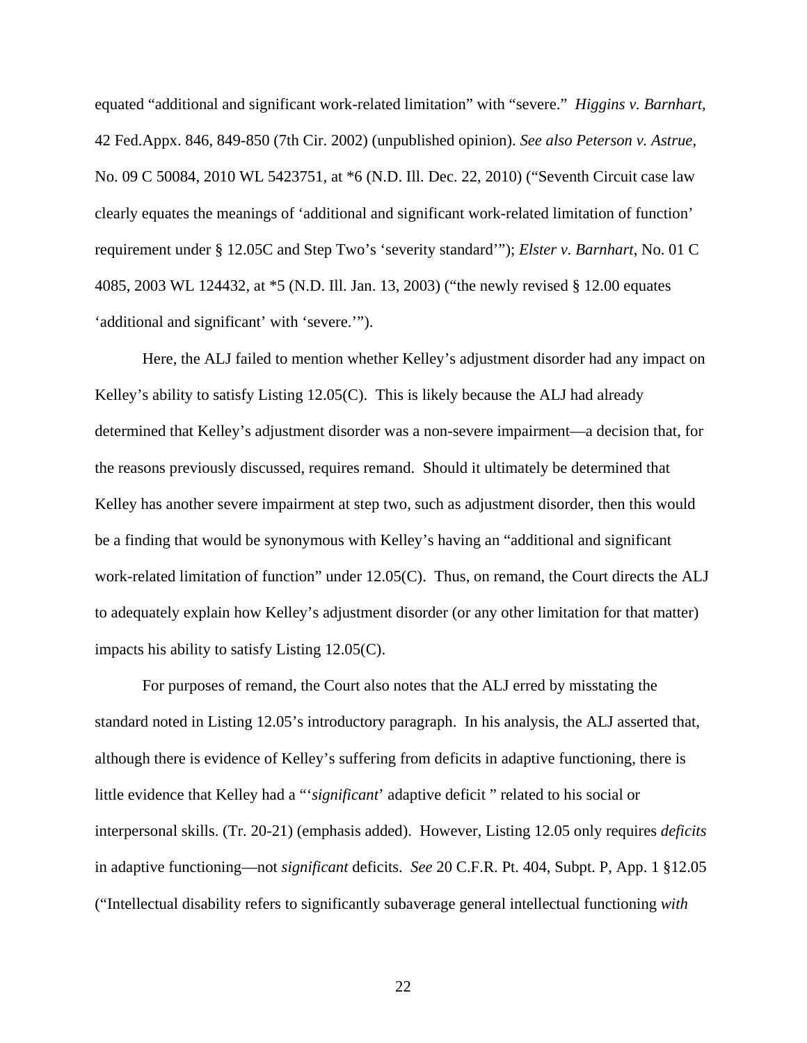equated "additional and significant work-related limitation" with "severe." *Higgins v. Barnhart*, 42 Fed.Appx. 846, 849-850 (7th Cir. 2002) (unpublished opinion). *See also Peterson v. Astrue*, No. 09 C 50084, 2010 WL 5423751, at *6 (N.D. Ill. Dec. 22, 2010) ("Seventh Circuit case law clearly equates the meanings of 'additional and significant work-related limitation of function' requirement under § 12.05C and Step Two's 'severity standard'"); *Elster v. Barnhart*, No. 01 C 4085, 2003 WL 124432, at *5 (N.D. Ill. Jan. 13, 2003) ("the newly revised § 12.00 equates 'additional and significant' with 'severe.'").

Here, the ALJ failed to mention whether Kelley's adjustment disorder had any impact on Kelley's ability to satisfy Listing 12.05(C). This is likely because the ALJ had already determined that Kelley's adjustment disorder was a non-severe impairment—a decision that, for the reasons previously discussed, requires remand. Should it ultimately be determined that Kelley has another severe impairment at step two, such as adjustment disorder, then this would be a finding that would be synonymous with Kelley's having an "additional and significant work-related limitation of function" under 12.05(C). Thus, on remand, the Court directs the ALJ to adequately explain how Kelley's adjustment disorder (or any other limitation for that matter) impacts his ability to satisfy Listing 12.05(C).

For purposes of remand, the Court also notes that the ALJ erred by misstating the standard noted in Listing 12.05's introductory paragraph. In his analysis, the ALJ asserted that, although there is evidence of Kelley's suffering from deficits in adaptive functioning, there is little evidence that Kelley had a "'*significant*' adaptive deficit " related to his social or interpersonal skills. (Tr. 20-21) (emphasis added). However, Listing 12.05 only requires *deficits* in adaptive functioning—not *significant* deficits. *See* 20 C.F.R. Pt. 404, Subpt. P, App. 1 §12.05 ("Intellectual disability refers to significantly subaverage general intellectual functioning *with*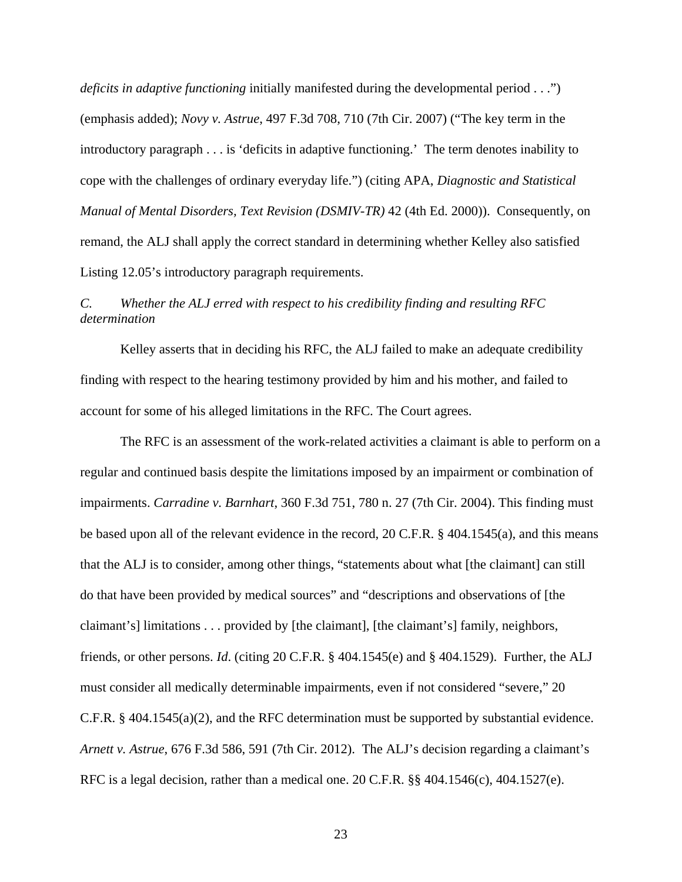*deficits in adaptive functioning* initially manifested during the developmental period . . .") (emphasis added); *Novy v. Astrue*, 497 F.3d 708, 710 (7th Cir. 2007) ("The key term in the introductory paragraph . . . is 'deficits in adaptive functioning.' The term denotes inability to cope with the challenges of ordinary everyday life.") (citing APA, *Diagnostic and Statistical Manual of Mental Disorders, Text Revision (DSMIV-TR)* 42 (4th Ed. 2000)). Consequently, on remand, the ALJ shall apply the correct standard in determining whether Kelley also satisfied Listing 12.05's introductory paragraph requirements.

*C. Whether the ALJ erred with respect to his credibility finding and resulting RFC determination*

Kelley asserts that in deciding his RFC, the ALJ failed to make an adequate credibility finding with respect to the hearing testimony provided by him and his mother, and failed to account for some of his alleged limitations in the RFC. The Court agrees.

The RFC is an assessment of the work-related activities a claimant is able to perform on a regular and continued basis despite the limitations imposed by an impairment or combination of impairments. *Carradine v. Barnhart*, 360 F.3d 751, 780 n. 27 (7th Cir. 2004). This finding must be based upon all of the relevant evidence in the record, 20 C.F.R. § 404.1545(a), and this means that the ALJ is to consider, among other things, "statements about what [the claimant] can still do that have been provided by medical sources" and "descriptions and observations of [the claimant's] limitations . . . provided by [the claimant], [the claimant's] family, neighbors, friends, or other persons. *Id*. (citing 20 C.F.R. § 404.1545(e) and § 404.1529). Further, the ALJ must consider all medically determinable impairments, even if not considered "severe," 20 C.F.R. § 404.1545(a)(2), and the RFC determination must be supported by substantial evidence. *Arnett v. Astrue*, 676 F.3d 586, 591 (7th Cir. 2012). The ALJ's decision regarding a claimant's RFC is a legal decision, rather than a medical one. 20 C.F.R. §§ 404.1546(c), 404.1527(e).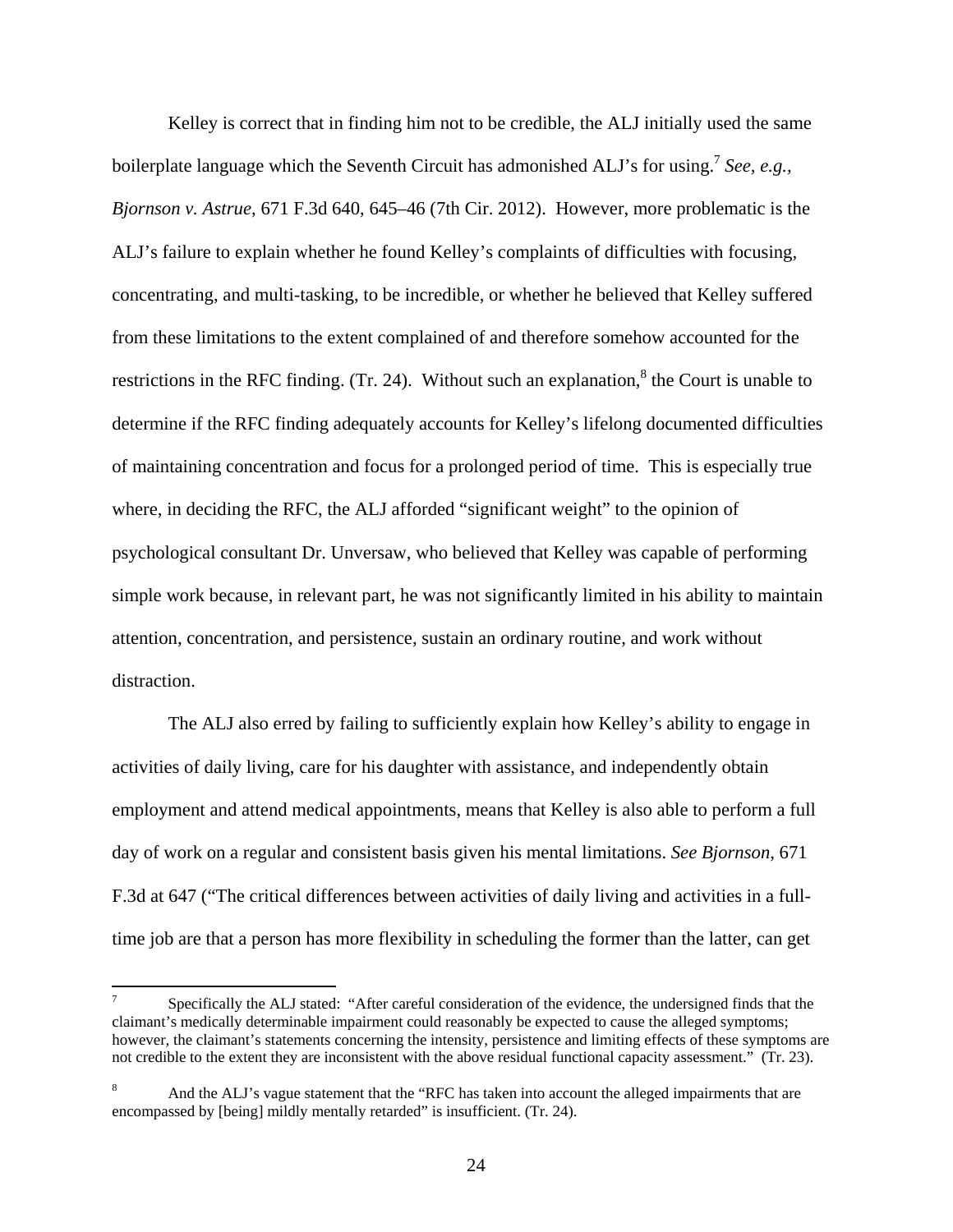Kelley is correct that in finding him not to be credible, the ALJ initially used the same boilerplate language which the Seventh Circuit has admonished ALJ's for using.[7] *See, e.g.*, *Bjornson v. Astrue*, 671 F.3d 640, 645–46 (7th Cir. 2012). However, more problematic is the ALJ's failure to explain whether he found Kelley's complaints of difficulties with focusing, concentrating, and multi-tasking, to be incredible, or whether he believed that Kelley suffered from these limitations to the extent complained of and therefore somehow accounted for the restrictions in the RFC finding. (Tr. 24). Without such an explanation,[8] the Court is unable to determine if the RFC finding adequately accounts for Kelley's lifelong documented difficulties of maintaining concentration and focus for a prolonged period of time. This is especially true where, in deciding the RFC, the ALJ afforded "significant weight" to the opinion of psychological consultant Dr. Unversaw, who believed that Kelley was capable of performing simple work because, in relevant part, he was not significantly limited in his ability to maintain attention, concentration, and persistence, sustain an ordinary routine, and work without distraction.

The ALJ also erred by failing to sufficiently explain how Kelley's ability to engage in activities of daily living, care for his daughter with assistance, and independently obtain employment and attend medical appointments, means that Kelley is also able to perform a full day of work on a regular and consistent basis given his mental limitations. *See Bjornson*, 671 F.3d at 647 ("The critical differences between activities of daily living and activities in a full-time job are that a person has more flexibility in scheduling the former than the latter, can get

---

[7] Specifically the ALJ stated: "After careful consideration of the evidence, the undersigned finds that the claimant's medically determinable impairment could reasonably be expected to cause the alleged symptoms; however, the claimant's statements concerning the intensity, persistence and limiting effects of these symptoms are not credible to the extent they are inconsistent with the above residual functional capacity assessment." (Tr. 23).

[8] And the ALJ's vague statement that the "RFC has taken into account the alleged impairments that are encompassed by [being] mildly mentally retarded" is insufficient. (Tr. 24).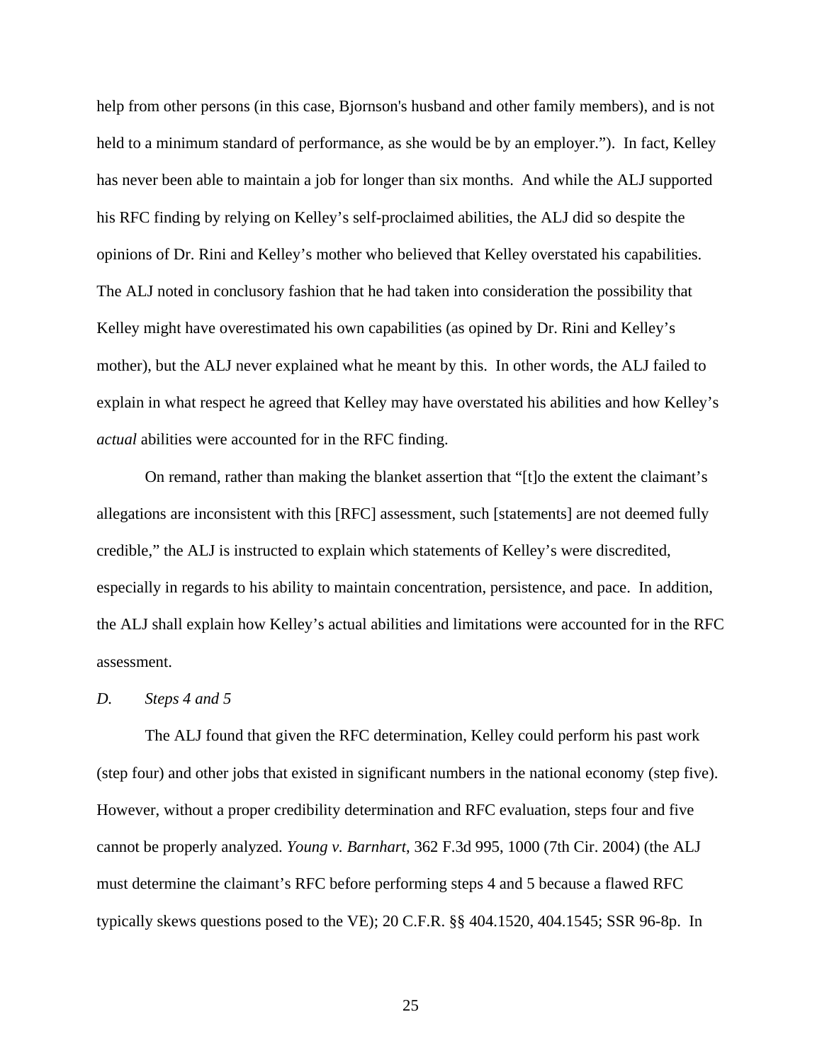help from other persons (in this case, Bjornson's husband and other family members), and is not held to a minimum standard of performance, as she would be by an employer."). In fact, Kelley has never been able to maintain a job for longer than six months. And while the ALJ supported his RFC finding by relying on Kelley's self-proclaimed abilities, the ALJ did so despite the opinions of Dr. Rini and Kelley's mother who believed that Kelley overstated his capabilities. The ALJ noted in conclusory fashion that he had taken into consideration the possibility that Kelley might have overestimated his own capabilities (as opined by Dr. Rini and Kelley's mother), but the ALJ never explained what he meant by this. In other words, the ALJ failed to explain in what respect he agreed that Kelley may have overstated his abilities and how Kelley's *actual* abilities were accounted for in the RFC finding.

On remand, rather than making the blanket assertion that "[t]o the extent the claimant's allegations are inconsistent with this [RFC] assessment, such [statements] are not deemed fully credible," the ALJ is instructed to explain which statements of Kelley's were discredited, especially in regards to his ability to maintain concentration, persistence, and pace. In addition, the ALJ shall explain how Kelley's actual abilities and limitations were accounted for in the RFC assessment.

*D. Steps 4 and 5*

The ALJ found that given the RFC determination, Kelley could perform his past work (step four) and other jobs that existed in significant numbers in the national economy (step five). However, without a proper credibility determination and RFC evaluation, steps four and five cannot be properly analyzed. *Young v. Barnhart*, 362 F.3d 995, 1000 (7th Cir. 2004) (the ALJ must determine the claimant's RFC before performing steps 4 and 5 because a flawed RFC typically skews questions posed to the VE); 20 C.F.R. §§ 404.1520, 404.1545; SSR 96-8p. In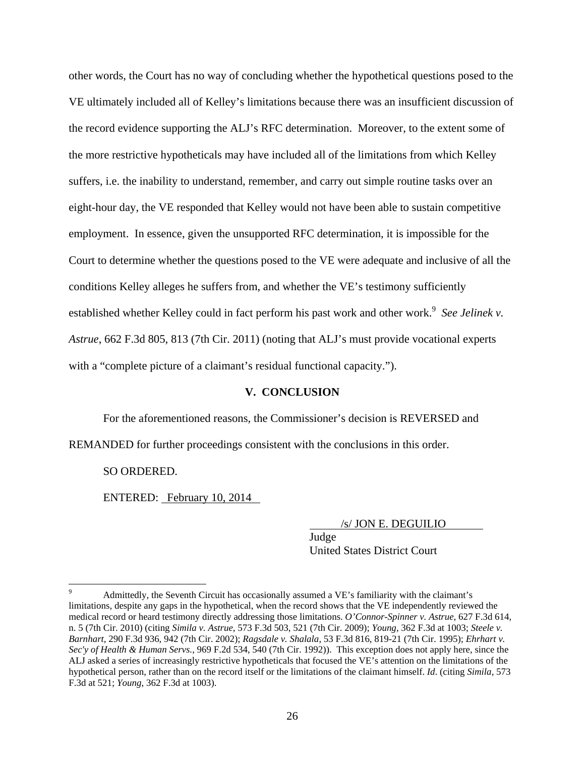other words, the Court has no way of concluding whether the hypothetical questions posed to the VE ultimately included all of Kelley's limitations because there was an insufficient discussion of the record evidence supporting the ALJ's RFC determination. Moreover, to the extent some of the more restrictive hypotheticals may have included all of the limitations from which Kelley suffers, i.e. the inability to understand, remember, and carry out simple routine tasks over an eight-hour day, the VE responded that Kelley would not have been able to sustain competitive employment. In essence, given the unsupported RFC determination, it is impossible for the Court to determine whether the questions posed to the VE were adequate and inclusive of all the conditions Kelley alleges he suffers from, and whether the VE's testimony sufficiently established whether Kelley could in fact perform his past work and other work.[9] *See Jelinek v. Astrue*, 662 F.3d 805, 813 (7th Cir. 2011) (noting that ALJ's must provide vocational experts with a "complete picture of a claimant's residual functional capacity.").

## V. CONCLUSION

For the aforementioned reasons, the Commissioner's decision is REVERSED and REMANDED for further proceedings consistent with the conclusions in this order.

SO ORDERED.

ENTERED: February 10, 2014

/s/ JON E. DEGUILIO
Judge
United States District Court

---

[9] Admittedly, the Seventh Circuit has occasionally assumed a VE's familiarity with the claimant's limitations, despite any gaps in the hypothetical, when the record shows that the VE independently reviewed the medical record or heard testimony directly addressing those limitations. *O'Connor-Spinner v. Astrue*, 627 F.3d 614, n. 5 (7th Cir. 2010) (citing *Simila v. Astrue*, 573 F.3d 503, 521 (7th Cir. 2009); *Young*, 362 F.3d at 1003; *Steele v. Barnhart*, 290 F.3d 936, 942 (7th Cir. 2002); *Ragsdale v. Shalala*, 53 F.3d 816, 819-21 (7th Cir. 1995); *Ehrhart v. Sec'y of Health & Human Servs.*, 969 F.2d 534, 540 (7th Cir. 1992)). This exception does not apply here, since the ALJ asked a series of increasingly restrictive hypotheticals that focused the VE's attention on the limitations of the hypothetical person, rather than on the record itself or the limitations of the claimant himself. *Id*. (citing *Simila*, 573 F.3d at 521; *Young*, 362 F.3d at 1003).